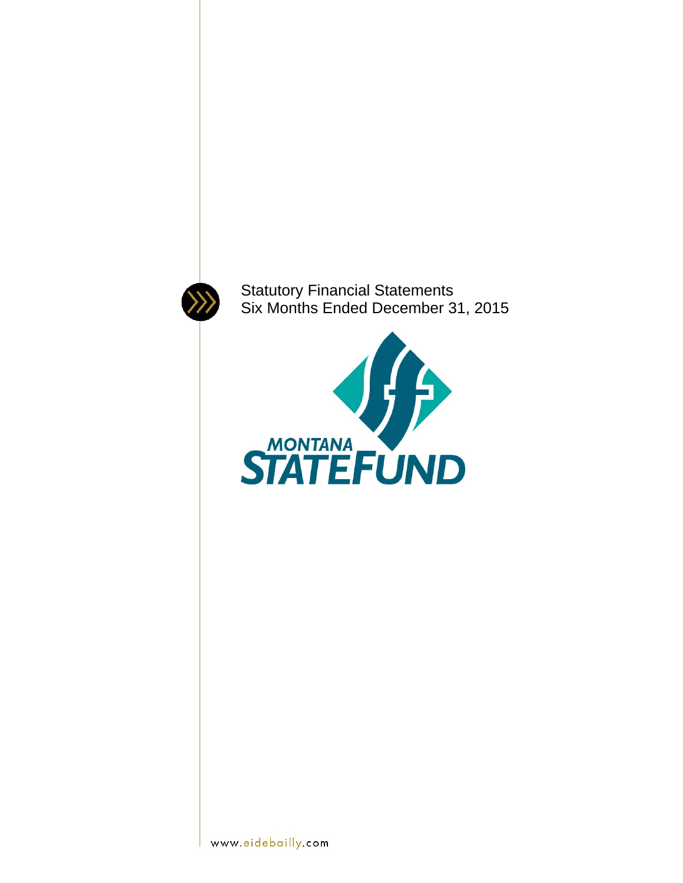Statutory Financial Statements
Six Months Ended December 31, 2015

MONTANA
STATEFUND

www.eidebailly.com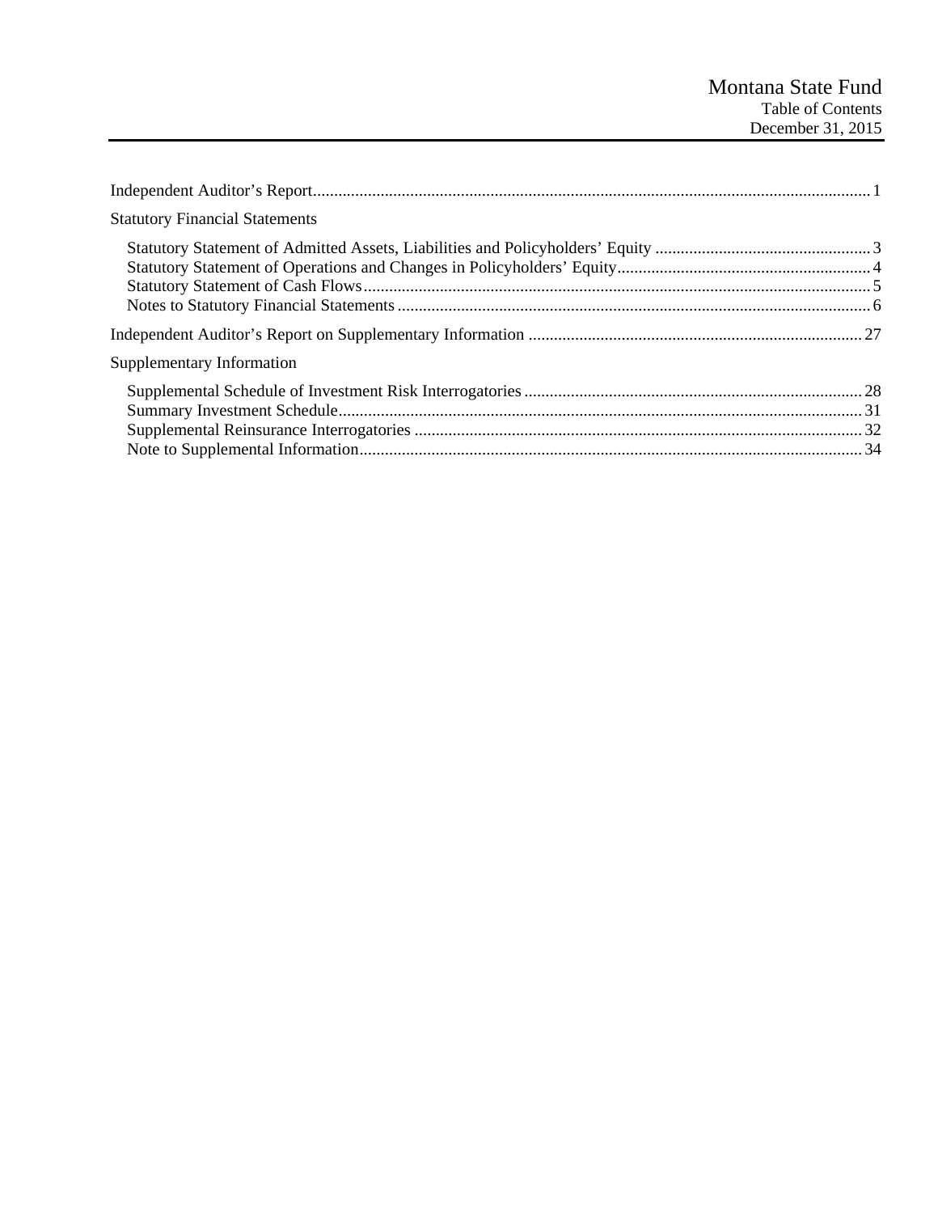# Montana State Fund

## Table of Contents

December 31, 2015

| | |
|---|---|
| Independent Auditor's Report | 1 |
| **Statutory Financial Statements** | |
| Statutory Statement of Admitted Assets, Liabilities and Policyholders' Equity | 3 |
| Statutory Statement of Operations and Changes in Policyholders' Equity | 4 |
| Statutory Statement of Cash Flows | 5 |
| Notes to Statutory Financial Statements | 6 |
| Independent Auditor's Report on Supplementary Information | 27 |
| **Supplementary Information** | |
| Supplemental Schedule of Investment Risk Interrogatories | 28 |
| Summary Investment Schedule | 31 |
| Supplemental Reinsurance Interrogatories | 32 |
| Note to Supplemental Information | 34 |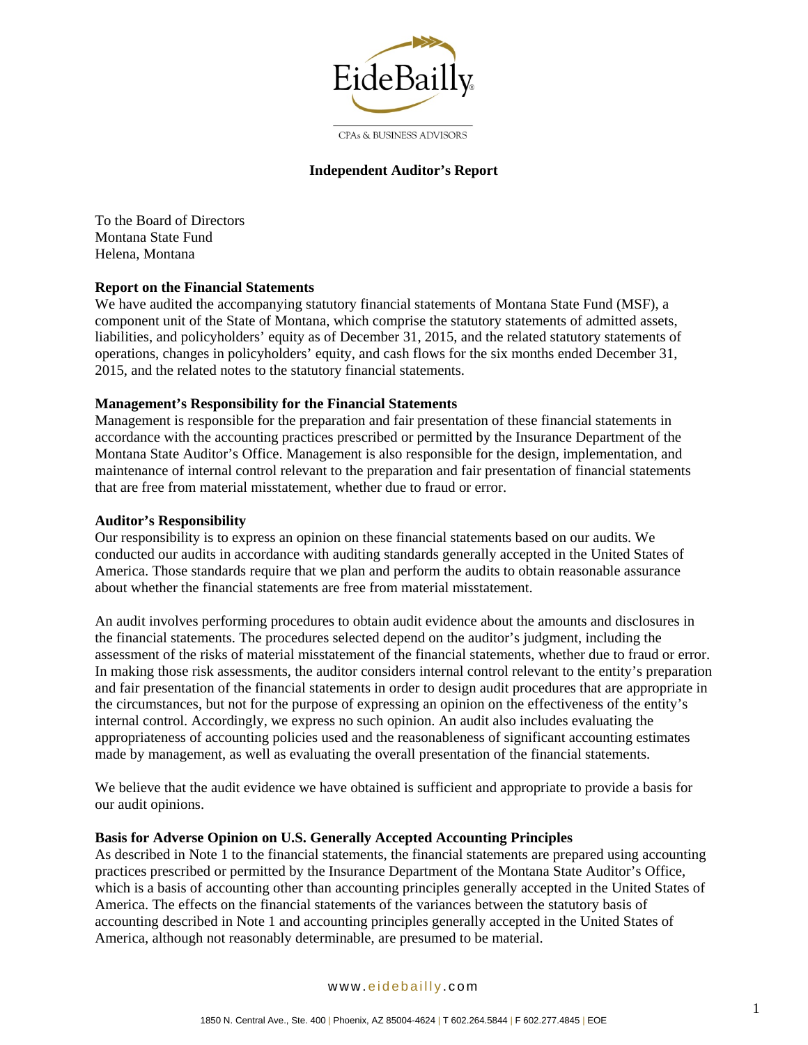EideBailly

CPAs & BUSINESS ADVISORS

## Independent Auditor's Report

To the Board of Directors
Montana State Fund
Helena, Montana

**Report on the Financial Statements**
We have audited the accompanying statutory financial statements of Montana State Fund (MSF), a component unit of the State of Montana, which comprise the statutory statements of admitted assets, liabilities, and policyholders' equity as of December 31, 2015, and the related statutory statements of operations, changes in policyholders' equity, and cash flows for the six months ended December 31, 2015, and the related notes to the statutory financial statements.

**Management's Responsibility for the Financial Statements**
Management is responsible for the preparation and fair presentation of these financial statements in accordance with the accounting practices prescribed or permitted by the Insurance Department of the Montana State Auditor's Office. Management is also responsible for the design, implementation, and maintenance of internal control relevant to the preparation and fair presentation of financial statements that are free from material misstatement, whether due to fraud or error.

**Auditor's Responsibility**
Our responsibility is to express an opinion on these financial statements based on our audits. We conducted our audits in accordance with auditing standards generally accepted in the United States of America. Those standards require that we plan and perform the audits to obtain reasonable assurance about whether the financial statements are free from material misstatement.

An audit involves performing procedures to obtain audit evidence about the amounts and disclosures in the financial statements. The procedures selected depend on the auditor's judgment, including the assessment of the risks of material misstatement of the financial statements, whether due to fraud or error. In making those risk assessments, the auditor considers internal control relevant to the entity's preparation and fair presentation of the financial statements in order to design audit procedures that are appropriate in the circumstances, but not for the purpose of expressing an opinion on the effectiveness of the entity's internal control. Accordingly, we express no such opinion. An audit also includes evaluating the appropriateness of accounting policies used and the reasonableness of significant accounting estimates made by management, as well as evaluating the overall presentation of the financial statements.

We believe that the audit evidence we have obtained is sufficient and appropriate to provide a basis for our audit opinions.

**Basis for Adverse Opinion on U.S. Generally Accepted Accounting Principles**
As described in Note 1 to the financial statements, the financial statements are prepared using accounting practices prescribed or permitted by the Insurance Department of the Montana State Auditor's Office, which is a basis of accounting other than accounting principles generally accepted in the United States of America. The effects on the financial statements of the variances between the statutory basis of accounting described in Note 1 and accounting principles generally accepted in the United States of America, although not reasonably determinable, are presumed to be material.

www.eidebailly.com

1850 N. Central Ave., Ste. 400 | Phoenix, AZ 85004-4624 | T 602.264.5844 | F 602.277.4845 | EOE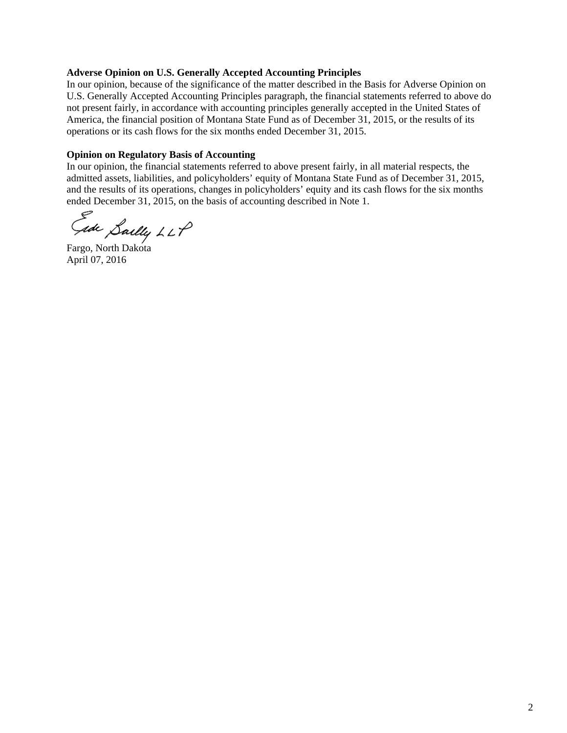**Adverse Opinion on U.S. Generally Accepted Accounting Principles**

In our opinion, because of the significance of the matter described in the Basis for Adverse Opinion on U.S. Generally Accepted Accounting Principles paragraph, the financial statements referred to above do not present fairly, in accordance with accounting principles generally accepted in the United States of America, the financial position of Montana State Fund as of December 31, 2015, or the results of its operations or its cash flows for the six months ended December 31, 2015.

**Opinion on Regulatory Basis of Accounting**

In our opinion, the financial statements referred to above present fairly, in all material respects, the admitted assets, liabilities, and policyholders' equity of Montana State Fund as of December 31, 2015, and the results of its operations, changes in policyholders' equity and its cash flows for the six months ended December 31, 2015, on the basis of accounting described in Note 1.

Eide Bailly LLP

Fargo, North Dakota
April 07, 2016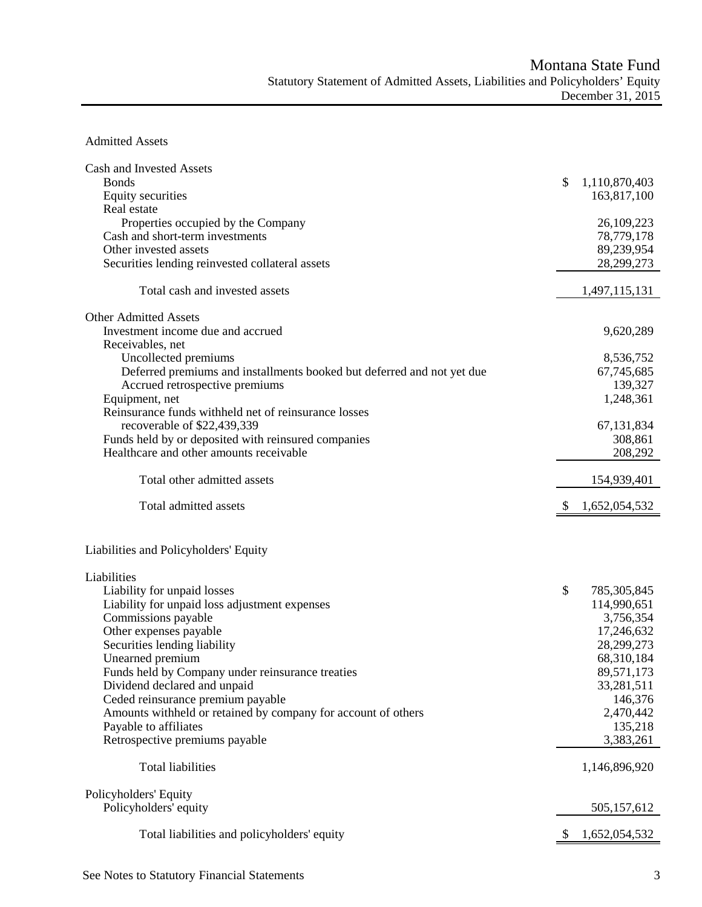# Montana State Fund

## Statutory Statement of Admitted Assets, Liabilities and Policyholders' Equity

December 31, 2015

### Admitted Assets

| | |
|---|---|
| **Cash and Invested Assets** | |
| Bonds | $ 1,110,870,403 |
| Equity securities | 163,817,100 |
| Real estate | |
| Properties occupied by the Company | 26,109,223 |
| Cash and short-term investments | 78,779,178 |
| Other invested assets | 89,239,954 |
| Securities lending reinvested collateral assets | 28,299,273 |
| Total cash and invested assets | 1,497,115,131 |
| **Other Admitted Assets** | |
| Investment income due and accrued | 9,620,289 |
| Receivables, net | |
| Uncollected premiums | 8,536,752 |
| Deferred premiums and installments booked but deferred and not yet due | 67,745,685 |
| Accrued retrospective premiums | 139,327 |
| Equipment, net | 1,248,361 |
| Reinsurance funds withheld net of reinsurance losses recoverable of $22,439,339 | 67,131,834 |
| Funds held by or deposited with reinsured companies | 308,861 |
| Healthcare and other amounts receivable | 208,292 |
| Total other admitted assets | 154,939,401 |
| Total admitted assets | $ 1,652,054,532 |

### Liabilities and Policyholders' Equity

| | |
|---|---|
| **Liabilities** | |
| Liability for unpaid losses | $ 785,305,845 |
| Liability for unpaid loss adjustment expenses | 114,990,651 |
| Commissions payable | 3,756,354 |
| Other expenses payable | 17,246,632 |
| Securities lending liability | 28,299,273 |
| Unearned premium | 68,310,184 |
| Funds held by Company under reinsurance treaties | 89,571,173 |
| Dividend declared and unpaid | 33,281,511 |
| Ceded reinsurance premium payable | 146,376 |
| Amounts withheld or retained by company for account of others | 2,470,442 |
| Payable to affiliates | 135,218 |
| Retrospective premiums payable | 3,383,261 |
| Total liabilities | 1,146,896,920 |
| **Policyholders' Equity** | |
| Policyholders' equity | 505,157,612 |
| Total liabilities and policyholders' equity | $ 1,652,054,532 |

See Notes to Statutory Financial Statements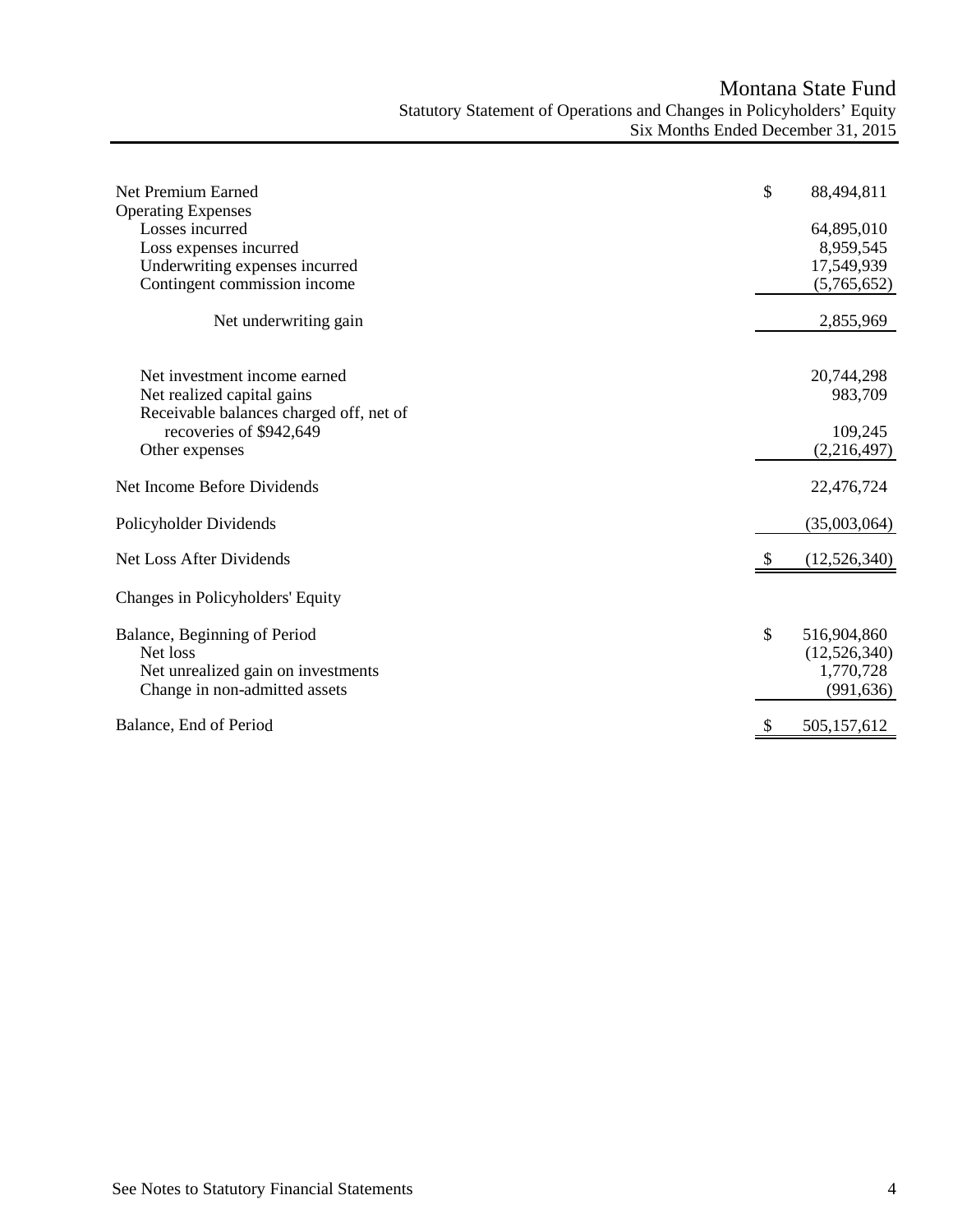# Montana State Fund

## Statutory Statement of Operations and Changes in Policyholders' Equity

### Six Months Ended December 31, 2015

| | | |
|---|---|---|
| Net Premium Earned | $ | 88,494,811 |
| Operating Expenses | | |
| Losses incurred | | 64,895,010 |
| Loss expenses incurred | | 8,959,545 |
| Underwriting expenses incurred | | 17,549,939 |
| Contingent commission income | | (5,765,652) |
| Net underwriting gain | | 2,855,969 |
| Net investment income earned | | 20,744,298 |
| Net realized capital gains | | 983,709 |
| Receivable balances charged off, net of recoveries of $942,649 | | 109,245 |
| Other expenses | | (2,216,497) |
| Net Income Before Dividends | | 22,476,724 |
| Policyholder Dividends | | (35,003,064) |
| Net Loss After Dividends | $ | (12,526,340) |

| | | |
|---|---|---|
| Changes in Policyholders' Equity | | |
| Balance, Beginning of Period | $ | 516,904,860 |
| Net loss | | (12,526,340) |
| Net unrealized gain on investments | | 1,770,728 |
| Change in non-admitted assets | | (991,636) |
| Balance, End of Period | $ | 505,157,612 |

See Notes to Statutory Financial Statements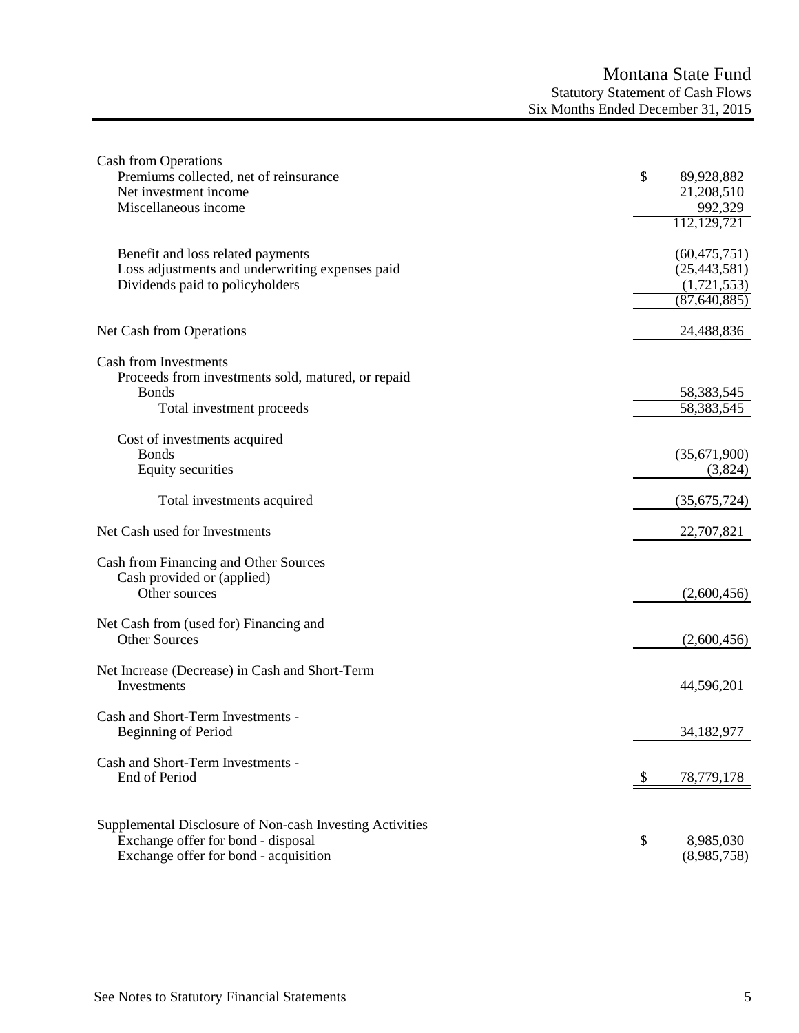# Montana State Fund

## Statutory Statement of Cash Flows

### Six Months Ended December 31, 2015

| | |
|---|---|
| **Cash from Operations** | |
| Premiums collected, net of reinsurance | $ 89,928,882 |
| Net investment income | 21,208,510 |
| Miscellaneous income | 992,329 |
| | 112,129,721 |
| Benefit and loss related payments | (60,475,751) |
| Loss adjustments and underwriting expenses paid | (25,443,581) |
| Dividends paid to policyholders | (1,721,553) |
| | (87,640,885) |
| Net Cash from Operations | 24,488,836 |
| **Cash from Investments** | |
| Proceeds from investments sold, matured, or repaid | |
| Bonds | 58,383,545 |
| Total investment proceeds | 58,383,545 |
| Cost of investments acquired | |
| Bonds | (35,671,900) |
| Equity securities | (3,824) |
| Total investments acquired | (35,675,724) |
| Net Cash used for Investments | 22,707,821 |
| **Cash from Financing and Other Sources** | |
| Cash provided or (applied) | |
| Other sources | (2,600,456) |
| Net Cash from (used for) Financing and Other Sources | (2,600,456) |
| Net Increase (Decrease) in Cash and Short-Term Investments | 44,596,201 |
| Cash and Short-Term Investments - Beginning of Period | 34,182,977 |
| Cash and Short-Term Investments - End of Period | $ 78,779,178 |
| **Supplemental Disclosure of Non-cash Investing Activities** | |
| Exchange offer for bond - disposal | $ 8,985,030 |
| Exchange offer for bond - acquisition | (8,985,758) |

See Notes to Statutory Financial Statements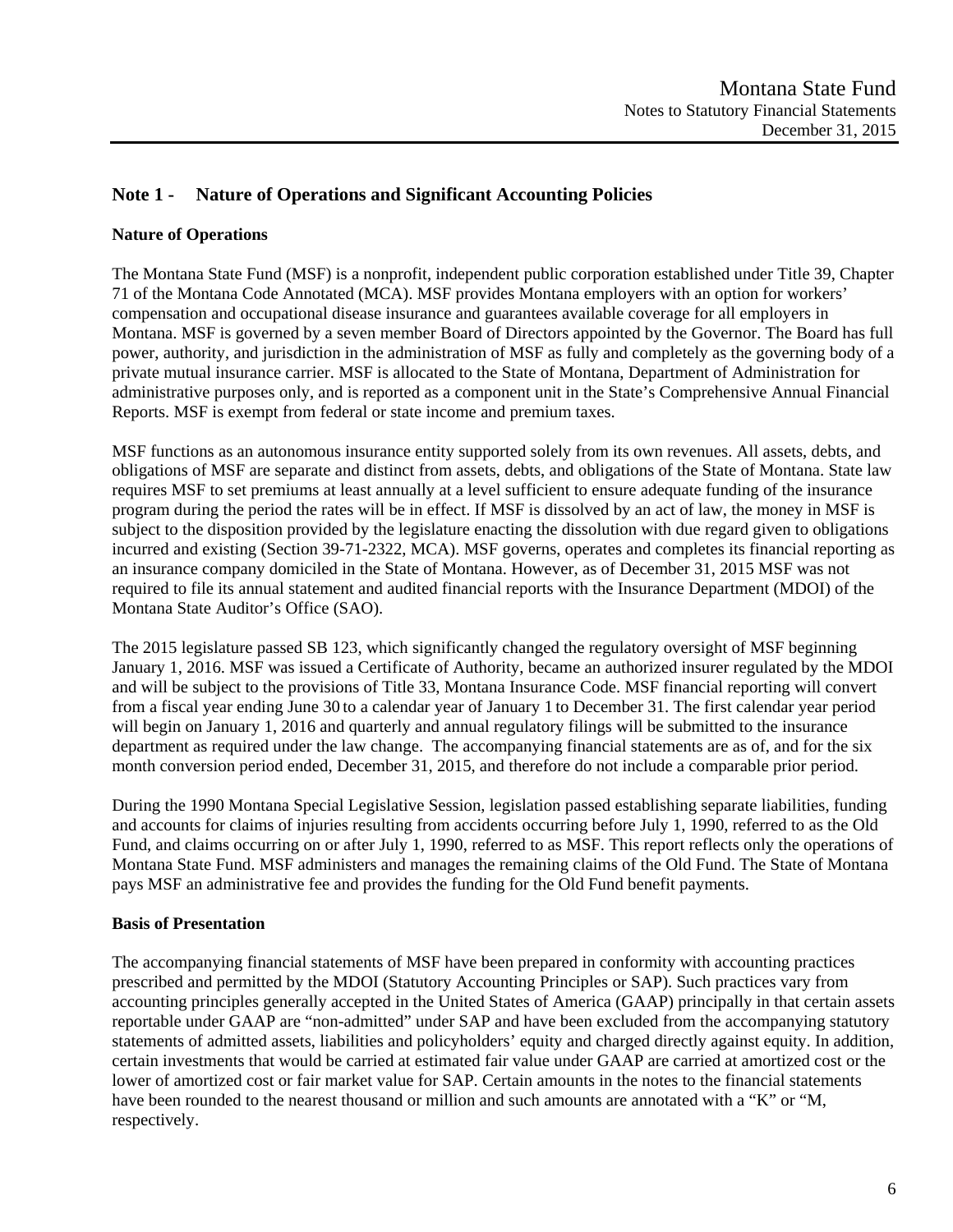## Note 1 - Nature of Operations and Significant Accounting Policies

### Nature of Operations

The Montana State Fund (MSF) is a nonprofit, independent public corporation established under Title 39, Chapter 71 of the Montana Code Annotated (MCA). MSF provides Montana employers with an option for workers' compensation and occupational disease insurance and guarantees available coverage for all employers in Montana. MSF is governed by a seven member Board of Directors appointed by the Governor. The Board has full power, authority, and jurisdiction in the administration of MSF as fully and completely as the governing body of a private mutual insurance carrier. MSF is allocated to the State of Montana, Department of Administration for administrative purposes only, and is reported as a component unit in the State's Comprehensive Annual Financial Reports. MSF is exempt from federal or state income and premium taxes.

MSF functions as an autonomous insurance entity supported solely from its own revenues. All assets, debts, and obligations of MSF are separate and distinct from assets, debts, and obligations of the State of Montana. State law requires MSF to set premiums at least annually at a level sufficient to ensure adequate funding of the insurance program during the period the rates will be in effect. If MSF is dissolved by an act of law, the money in MSF is subject to the disposition provided by the legislature enacting the dissolution with due regard given to obligations incurred and existing (Section 39-71-2322, MCA). MSF governs, operates and completes its financial reporting as an insurance company domiciled in the State of Montana. However, as of December 31, 2015 MSF was not required to file its annual statement and audited financial reports with the Insurance Department (MDOI) of the Montana State Auditor's Office (SAO).

The 2015 legislature passed SB 123, which significantly changed the regulatory oversight of MSF beginning January 1, 2016. MSF was issued a Certificate of Authority, became an authorized insurer regulated by the MDOI and will be subject to the provisions of Title 33, Montana Insurance Code. MSF financial reporting will convert from a fiscal year ending June 30 to a calendar year of January 1 to December 31. The first calendar year period will begin on January 1, 2016 and quarterly and annual regulatory filings will be submitted to the insurance department as required under the law change. The accompanying financial statements are as of, and for the six month conversion period ended, December 31, 2015, and therefore do not include a comparable prior period.

During the 1990 Montana Special Legislative Session, legislation passed establishing separate liabilities, funding and accounts for claims of injuries resulting from accidents occurring before July 1, 1990, referred to as the Old Fund, and claims occurring on or after July 1, 1990, referred to as MSF. This report reflects only the operations of Montana State Fund. MSF administers and manages the remaining claims of the Old Fund. The State of Montana pays MSF an administrative fee and provides the funding for the Old Fund benefit payments.

### Basis of Presentation

The accompanying financial statements of MSF have been prepared in conformity with accounting practices prescribed and permitted by the MDOI (Statutory Accounting Principles or SAP). Such practices vary from accounting principles generally accepted in the United States of America (GAAP) principally in that certain assets reportable under GAAP are "non-admitted" under SAP and have been excluded from the accompanying statutory statements of admitted assets, liabilities and policyholders' equity and charged directly against equity. In addition, certain investments that would be carried at estimated fair value under GAAP are carried at amortized cost or the lower of amortized cost or fair market value for SAP. Certain amounts in the notes to the financial statements have been rounded to the nearest thousand or million and such amounts are annotated with a "K" or "M, respectively.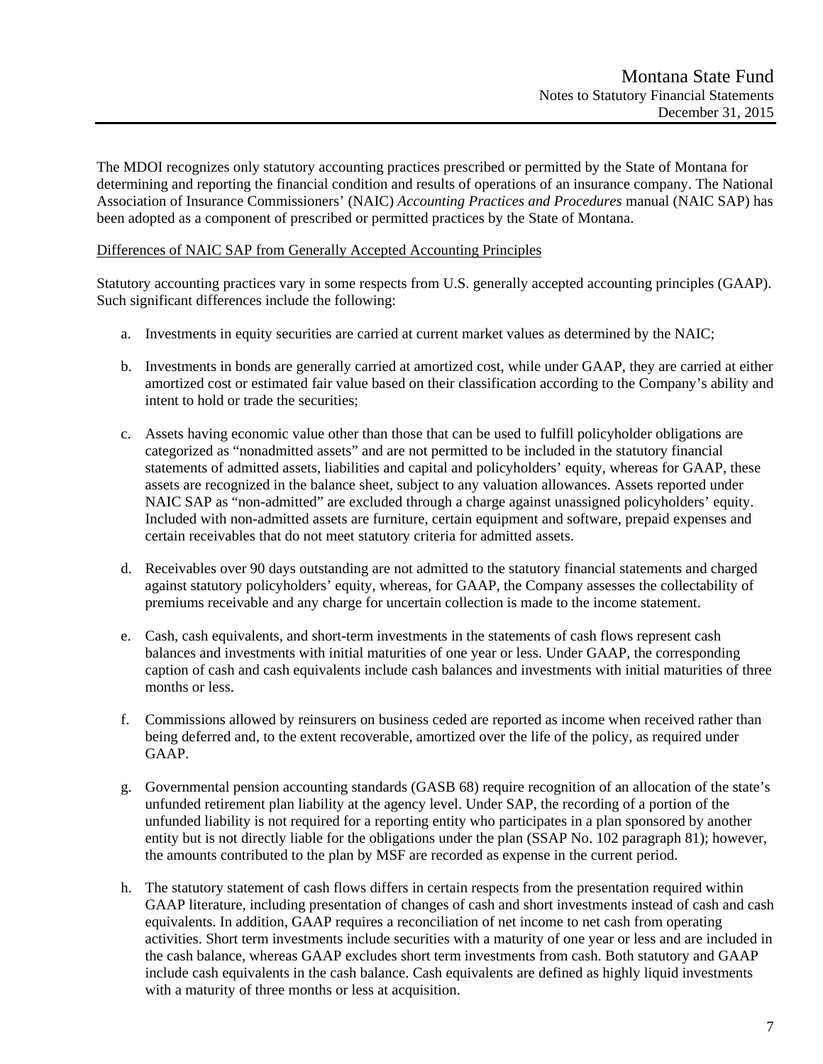The MDOI recognizes only statutory accounting practices prescribed or permitted by the State of Montana for determining and reporting the financial condition and results of operations of an insurance company. The National Association of Insurance Commissioners' (NAIC) *Accounting Practices and Procedures* manual (NAIC SAP) has been adopted as a component of prescribed or permitted practices by the State of Montana.

Differences of NAIC SAP from Generally Accepted Accounting Principles

Statutory accounting practices vary in some respects from U.S. generally accepted accounting principles (GAAP). Such significant differences include the following:

a. Investments in equity securities are carried at current market values as determined by the NAIC;

b. Investments in bonds are generally carried at amortized cost, while under GAAP, they are carried at either amortized cost or estimated fair value based on their classification according to the Company's ability and intent to hold or trade the securities;

c. Assets having economic value other than those that can be used to fulfill policyholder obligations are categorized as "nonadmitted assets" and are not permitted to be included in the statutory financial statements of admitted assets, liabilities and capital and policyholders' equity, whereas for GAAP, these assets are recognized in the balance sheet, subject to any valuation allowances. Assets reported under NAIC SAP as "non-admitted" are excluded through a charge against unassigned policyholders' equity. Included with non-admitted assets are furniture, certain equipment and software, prepaid expenses and certain receivables that do not meet statutory criteria for admitted assets.

d. Receivables over 90 days outstanding are not admitted to the statutory financial statements and charged against statutory policyholders' equity, whereas, for GAAP, the Company assesses the collectability of premiums receivable and any charge for uncertain collection is made to the income statement.

e. Cash, cash equivalents, and short-term investments in the statements of cash flows represent cash balances and investments with initial maturities of one year or less. Under GAAP, the corresponding caption of cash and cash equivalents include cash balances and investments with initial maturities of three months or less.

f. Commissions allowed by reinsurers on business ceded are reported as income when received rather than being deferred and, to the extent recoverable, amortized over the life of the policy, as required under GAAP.

g. Governmental pension accounting standards (GASB 68) require recognition of an allocation of the state's unfunded retirement plan liability at the agency level. Under SAP, the recording of a portion of the unfunded liability is not required for a reporting entity who participates in a plan sponsored by another entity but is not directly liable for the obligations under the plan (SSAP No. 102 paragraph 81); however, the amounts contributed to the plan by MSF are recorded as expense in the current period.

h. The statutory statement of cash flows differs in certain respects from the presentation required within GAAP literature, including presentation of changes of cash and short investments instead of cash and cash equivalents. In addition, GAAP requires a reconciliation of net income to net cash from operating activities. Short term investments include securities with a maturity of one year or less and are included in the cash balance, whereas GAAP excludes short term investments from cash. Both statutory and GAAP include cash equivalents in the cash balance. Cash equivalents are defined as highly liquid investments with a maturity of three months or less at acquisition.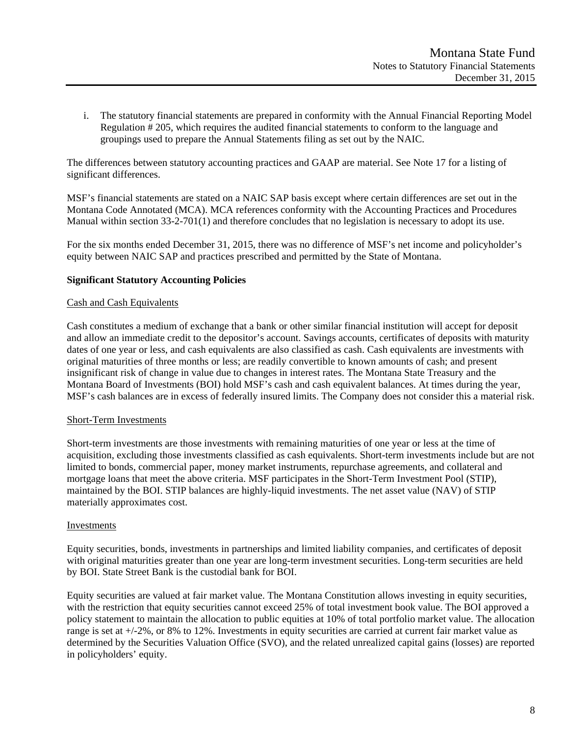i. The statutory financial statements are prepared in conformity with the Annual Financial Reporting Model Regulation # 205, which requires the audited financial statements to conform to the language and groupings used to prepare the Annual Statements filing as set out by the NAIC.

The differences between statutory accounting practices and GAAP are material. See Note 17 for a listing of significant differences.

MSF's financial statements are stated on a NAIC SAP basis except where certain differences are set out in the Montana Code Annotated (MCA). MCA references conformity with the Accounting Practices and Procedures Manual within section 33-2-701(1) and therefore concludes that no legislation is necessary to adopt its use.

For the six months ended December 31, 2015, there was no difference of MSF's net income and policyholder's equity between NAIC SAP and practices prescribed and permitted by the State of Montana.

**Significant Statutory Accounting Policies**

Cash and Cash Equivalents

Cash constitutes a medium of exchange that a bank or other similar financial institution will accept for deposit and allow an immediate credit to the depositor's account. Savings accounts, certificates of deposits with maturity dates of one year or less, and cash equivalents are also classified as cash. Cash equivalents are investments with original maturities of three months or less; are readily convertible to known amounts of cash; and present insignificant risk of change in value due to changes in interest rates. The Montana State Treasury and the Montana Board of Investments (BOI) hold MSF's cash and cash equivalent balances. At times during the year, MSF's cash balances are in excess of federally insured limits. The Company does not consider this a material risk.

Short-Term Investments

Short-term investments are those investments with remaining maturities of one year or less at the time of acquisition, excluding those investments classified as cash equivalents. Short-term investments include but are not limited to bonds, commercial paper, money market instruments, repurchase agreements, and collateral and mortgage loans that meet the above criteria. MSF participates in the Short-Term Investment Pool (STIP), maintained by the BOI. STIP balances are highly-liquid investments. The net asset value (NAV) of STIP materially approximates cost.

Investments

Equity securities, bonds, investments in partnerships and limited liability companies, and certificates of deposit with original maturities greater than one year are long-term investment securities. Long-term securities are held by BOI. State Street Bank is the custodial bank for BOI.

Equity securities are valued at fair market value. The Montana Constitution allows investing in equity securities, with the restriction that equity securities cannot exceed 25% of total investment book value. The BOI approved a policy statement to maintain the allocation to public equities at 10% of total portfolio market value. The allocation range is set at +/-2%, or 8% to 12%. Investments in equity securities are carried at current fair market value as determined by the Securities Valuation Office (SVO), and the related unrealized capital gains (losses) are reported in policyholders' equity.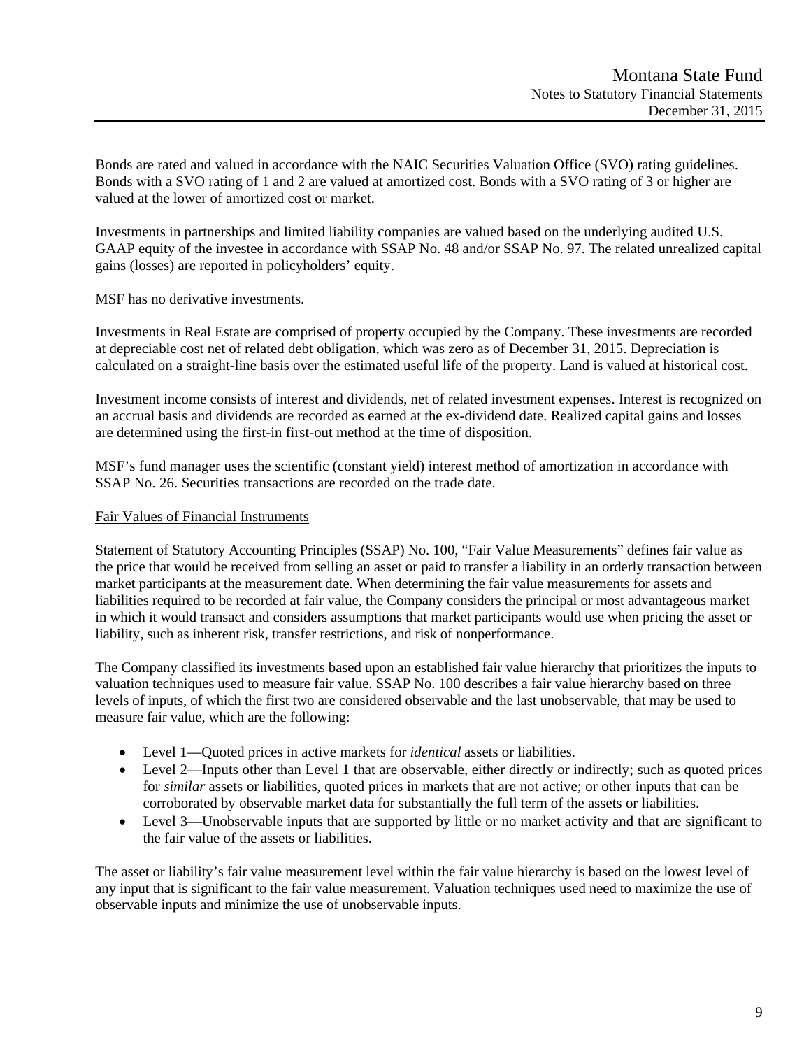Bonds are rated and valued in accordance with the NAIC Securities Valuation Office (SVO) rating guidelines. Bonds with a SVO rating of 1 and 2 are valued at amortized cost. Bonds with a SVO rating of 3 or higher are valued at the lower of amortized cost or market.

Investments in partnerships and limited liability companies are valued based on the underlying audited U.S. GAAP equity of the investee in accordance with SSAP No. 48 and/or SSAP No. 97. The related unrealized capital gains (losses) are reported in policyholders' equity.

MSF has no derivative investments.

Investments in Real Estate are comprised of property occupied by the Company. These investments are recorded at depreciable cost net of related debt obligation, which was zero as of December 31, 2015. Depreciation is calculated on a straight-line basis over the estimated useful life of the property. Land is valued at historical cost.

Investment income consists of interest and dividends, net of related investment expenses. Interest is recognized on an accrual basis and dividends are recorded as earned at the ex-dividend date. Realized capital gains and losses are determined using the first-in first-out method at the time of disposition.

MSF's fund manager uses the scientific (constant yield) interest method of amortization in accordance with SSAP No. 26. Securities transactions are recorded on the trade date.

## Fair Values of Financial Instruments

Statement of Statutory Accounting Principles (SSAP) No. 100, "Fair Value Measurements" defines fair value as the price that would be received from selling an asset or paid to transfer a liability in an orderly transaction between market participants at the measurement date. When determining the fair value measurements for assets and liabilities required to be recorded at fair value, the Company considers the principal or most advantageous market in which it would transact and considers assumptions that market participants would use when pricing the asset or liability, such as inherent risk, transfer restrictions, and risk of nonperformance.

The Company classified its investments based upon an established fair value hierarchy that prioritizes the inputs to valuation techniques used to measure fair value. SSAP No. 100 describes a fair value hierarchy based on three levels of inputs, of which the first two are considered observable and the last unobservable, that may be used to measure fair value, which are the following:

- Level 1—Quoted prices in active markets for *identical* assets or liabilities.
- Level 2—Inputs other than Level 1 that are observable, either directly or indirectly; such as quoted prices for *similar* assets or liabilities, quoted prices in markets that are not active; or other inputs that can be corroborated by observable market data for substantially the full term of the assets or liabilities.
- Level 3—Unobservable inputs that are supported by little or no market activity and that are significant to the fair value of the assets or liabilities.

The asset or liability's fair value measurement level within the fair value hierarchy is based on the lowest level of any input that is significant to the fair value measurement. Valuation techniques used need to maximize the use of observable inputs and minimize the use of unobservable inputs.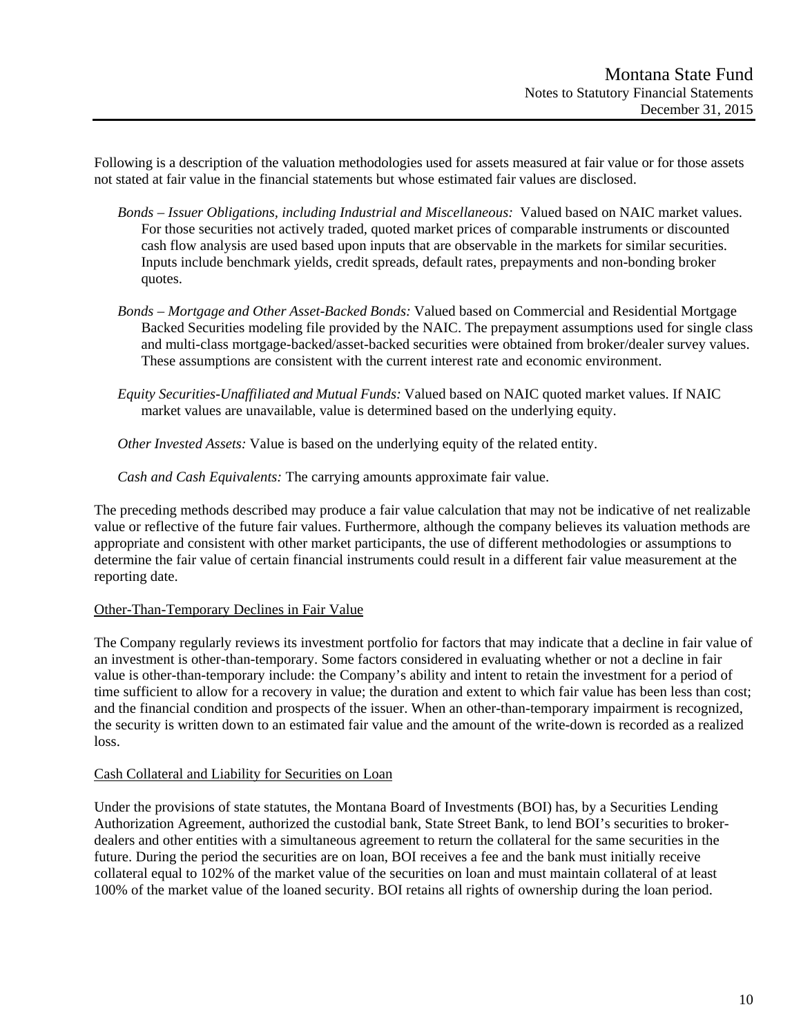Following is a description of the valuation methodologies used for assets measured at fair value or for those assets not stated at fair value in the financial statements but whose estimated fair values are disclosed.

*Bonds – Issuer Obligations, including Industrial and Miscellaneous:* Valued based on NAIC market values. For those securities not actively traded, quoted market prices of comparable instruments or discounted cash flow analysis are used based upon inputs that are observable in the markets for similar securities. Inputs include benchmark yields, credit spreads, default rates, prepayments and non-bonding broker quotes.

*Bonds – Mortgage and Other Asset-Backed Bonds:* Valued based on Commercial and Residential Mortgage Backed Securities modeling file provided by the NAIC. The prepayment assumptions used for single class and multi-class mortgage-backed/asset-backed securities were obtained from broker/dealer survey values. These assumptions are consistent with the current interest rate and economic environment.

*Equity Securities-Unaffiliated and Mutual Funds:* Valued based on NAIC quoted market values. If NAIC market values are unavailable, value is determined based on the underlying equity.

*Other Invested Assets:* Value is based on the underlying equity of the related entity.

*Cash and Cash Equivalents:* The carrying amounts approximate fair value.

The preceding methods described may produce a fair value calculation that may not be indicative of net realizable value or reflective of the future fair values. Furthermore, although the company believes its valuation methods are appropriate and consistent with other market participants, the use of different methodologies or assumptions to determine the fair value of certain financial instruments could result in a different fair value measurement at the reporting date.

Other-Than-Temporary Declines in Fair Value

The Company regularly reviews its investment portfolio for factors that may indicate that a decline in fair value of an investment is other-than-temporary. Some factors considered in evaluating whether or not a decline in fair value is other-than-temporary include: the Company's ability and intent to retain the investment for a period of time sufficient to allow for a recovery in value; the duration and extent to which fair value has been less than cost; and the financial condition and prospects of the issuer. When an other-than-temporary impairment is recognized, the security is written down to an estimated fair value and the amount of the write-down is recorded as a realized loss.

Cash Collateral and Liability for Securities on Loan

Under the provisions of state statutes, the Montana Board of Investments (BOI) has, by a Securities Lending Authorization Agreement, authorized the custodial bank, State Street Bank, to lend BOI's securities to broker-dealers and other entities with a simultaneous agreement to return the collateral for the same securities in the future. During the period the securities are on loan, BOI receives a fee and the bank must initially receive collateral equal to 102% of the market value of the securities on loan and must maintain collateral of at least 100% of the market value of the loaned security. BOI retains all rights of ownership during the loan period.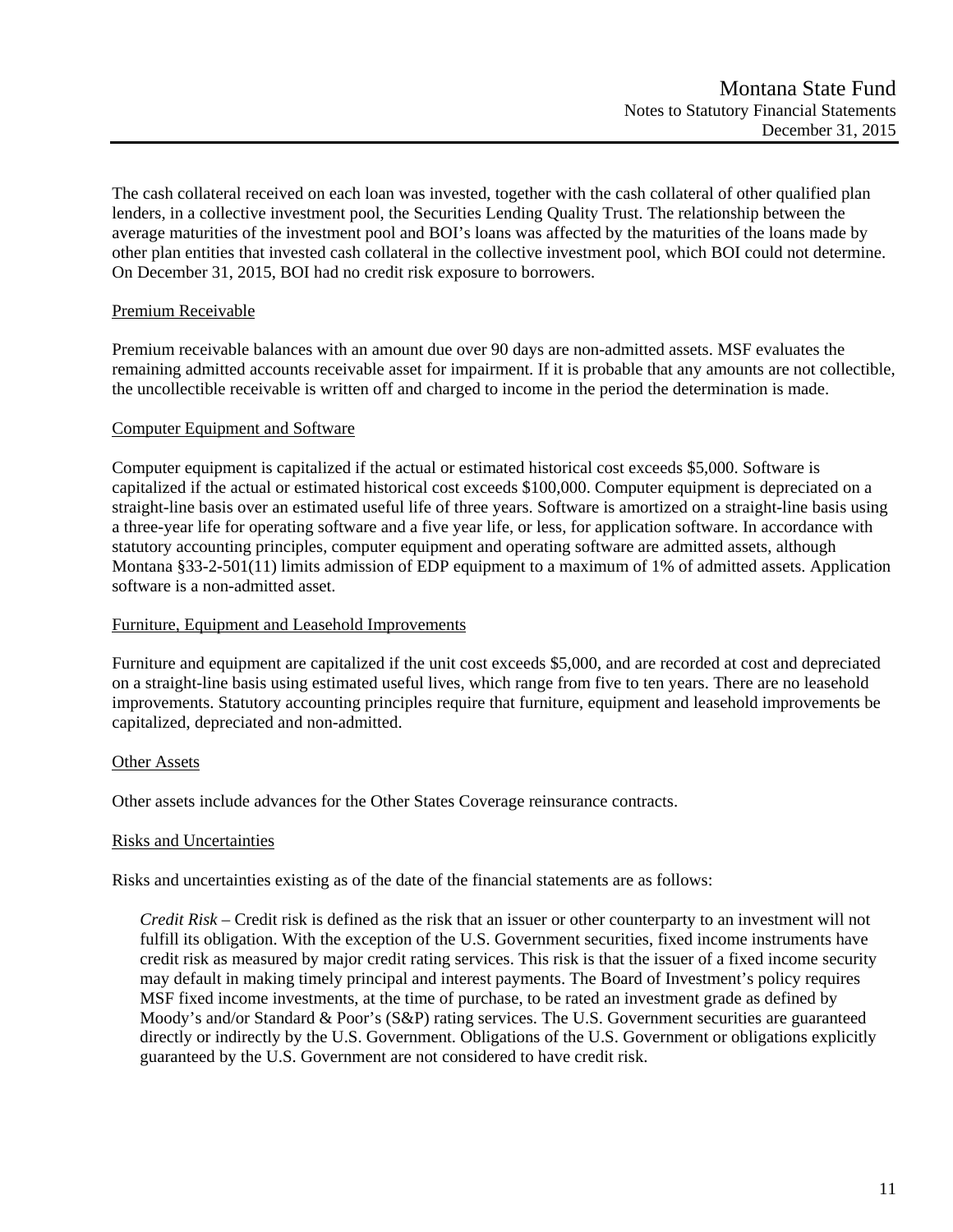The cash collateral received on each loan was invested, together with the cash collateral of other qualified plan lenders, in a collective investment pool, the Securities Lending Quality Trust. The relationship between the average maturities of the investment pool and BOI's loans was affected by the maturities of the loans made by other plan entities that invested cash collateral in the collective investment pool, which BOI could not determine. On December 31, 2015, BOI had no credit risk exposure to borrowers.

Premium Receivable

Premium receivable balances with an amount due over 90 days are non-admitted assets. MSF evaluates the remaining admitted accounts receivable asset for impairment. If it is probable that any amounts are not collectible, the uncollectible receivable is written off and charged to income in the period the determination is made.

Computer Equipment and Software

Computer equipment is capitalized if the actual or estimated historical cost exceeds $5,000. Software is capitalized if the actual or estimated historical cost exceeds $100,000. Computer equipment is depreciated on a straight-line basis over an estimated useful life of three years. Software is amortized on a straight-line basis using a three-year life for operating software and a five year life, or less, for application software. In accordance with statutory accounting principles, computer equipment and operating software are admitted assets, although Montana §33-2-501(11) limits admission of EDP equipment to a maximum of 1% of admitted assets. Application software is a non-admitted asset.

Furniture, Equipment and Leasehold Improvements

Furniture and equipment are capitalized if the unit cost exceeds $5,000, and are recorded at cost and depreciated on a straight-line basis using estimated useful lives, which range from five to ten years. There are no leasehold improvements. Statutory accounting principles require that furniture, equipment and leasehold improvements be capitalized, depreciated and non-admitted.

Other Assets

Other assets include advances for the Other States Coverage reinsurance contracts.

Risks and Uncertainties

Risks and uncertainties existing as of the date of the financial statements are as follows:

*Credit Risk* – Credit risk is defined as the risk that an issuer or other counterparty to an investment will not fulfill its obligation. With the exception of the U.S. Government securities, fixed income instruments have credit risk as measured by major credit rating services. This risk is that the issuer of a fixed income security may default in making timely principal and interest payments. The Board of Investment's policy requires MSF fixed income investments, at the time of purchase, to be rated an investment grade as defined by Moody's and/or Standard & Poor's (S&P) rating services. The U.S. Government securities are guaranteed directly or indirectly by the U.S. Government. Obligations of the U.S. Government or obligations explicitly guaranteed by the U.S. Government are not considered to have credit risk.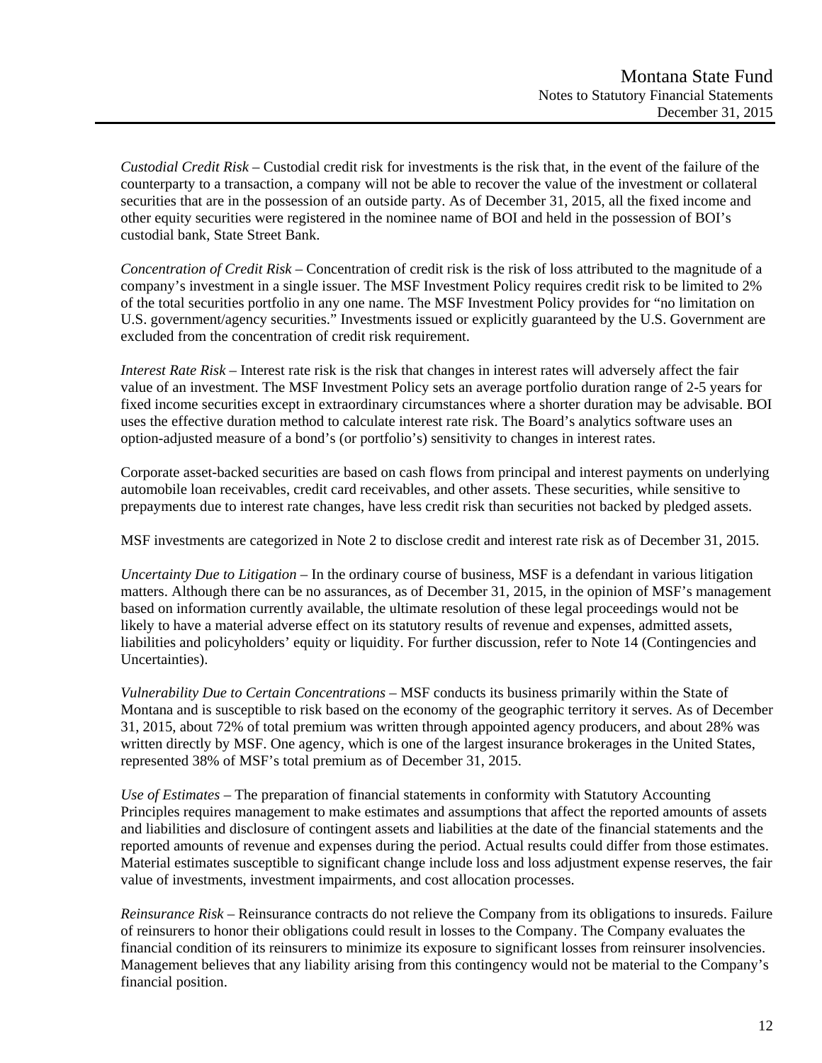*Custodial Credit Risk* – Custodial credit risk for investments is the risk that, in the event of the failure of the counterparty to a transaction, a company will not be able to recover the value of the investment or collateral securities that are in the possession of an outside party. As of December 31, 2015, all the fixed income and other equity securities were registered in the nominee name of BOI and held in the possession of BOI's custodial bank, State Street Bank.

*Concentration of Credit Risk* – Concentration of credit risk is the risk of loss attributed to the magnitude of a company's investment in a single issuer. The MSF Investment Policy requires credit risk to be limited to 2% of the total securities portfolio in any one name. The MSF Investment Policy provides for "no limitation on U.S. government/agency securities." Investments issued or explicitly guaranteed by the U.S. Government are excluded from the concentration of credit risk requirement.

*Interest Rate Risk* – Interest rate risk is the risk that changes in interest rates will adversely affect the fair value of an investment. The MSF Investment Policy sets an average portfolio duration range of 2-5 years for fixed income securities except in extraordinary circumstances where a shorter duration may be advisable. BOI uses the effective duration method to calculate interest rate risk. The Board's analytics software uses an option-adjusted measure of a bond's (or portfolio's) sensitivity to changes in interest rates.

Corporate asset-backed securities are based on cash flows from principal and interest payments on underlying automobile loan receivables, credit card receivables, and other assets. These securities, while sensitive to prepayments due to interest rate changes, have less credit risk than securities not backed by pledged assets.

MSF investments are categorized in Note 2 to disclose credit and interest rate risk as of December 31, 2015.

*Uncertainty Due to Litigation* – In the ordinary course of business, MSF is a defendant in various litigation matters. Although there can be no assurances, as of December 31, 2015, in the opinion of MSF's management based on information currently available, the ultimate resolution of these legal proceedings would not be likely to have a material adverse effect on its statutory results of revenue and expenses, admitted assets, liabilities and policyholders' equity or liquidity. For further discussion, refer to Note 14 (Contingencies and Uncertainties).

*Vulnerability Due to Certain Concentrations* – MSF conducts its business primarily within the State of Montana and is susceptible to risk based on the economy of the geographic territory it serves. As of December 31, 2015, about 72% of total premium was written through appointed agency producers, and about 28% was written directly by MSF. One agency, which is one of the largest insurance brokerages in the United States, represented 38% of MSF's total premium as of December 31, 2015.

*Use of Estimates* – The preparation of financial statements in conformity with Statutory Accounting Principles requires management to make estimates and assumptions that affect the reported amounts of assets and liabilities and disclosure of contingent assets and liabilities at the date of the financial statements and the reported amounts of revenue and expenses during the period. Actual results could differ from those estimates. Material estimates susceptible to significant change include loss and loss adjustment expense reserves, the fair value of investments, investment impairments, and cost allocation processes.

*Reinsurance Risk* – Reinsurance contracts do not relieve the Company from its obligations to insureds. Failure of reinsurers to honor their obligations could result in losses to the Company. The Company evaluates the financial condition of its reinsurers to minimize its exposure to significant losses from reinsurer insolvencies. Management believes that any liability arising from this contingency would not be material to the Company's financial position.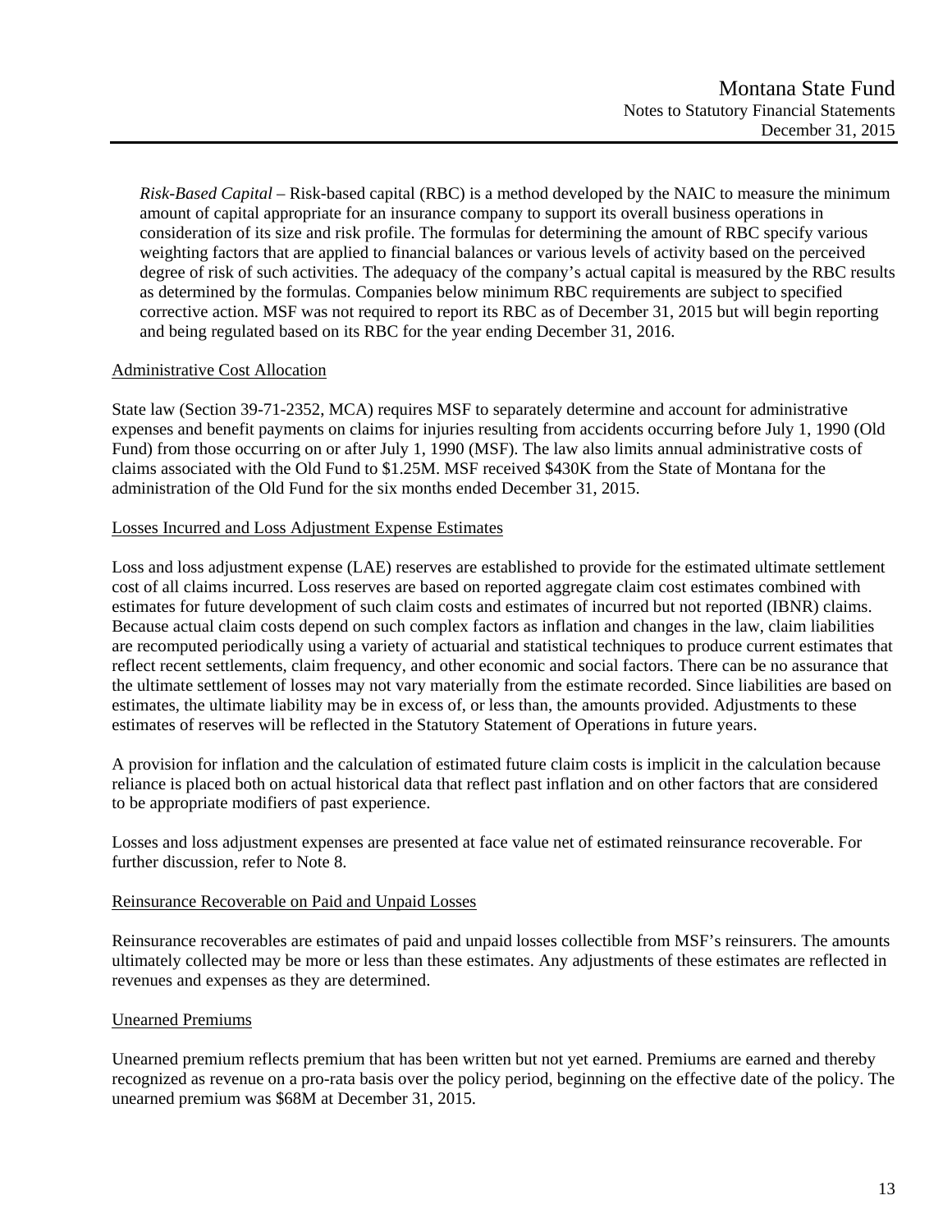*Risk-Based Capital* – Risk-based capital (RBC) is a method developed by the NAIC to measure the minimum amount of capital appropriate for an insurance company to support its overall business operations in consideration of its size and risk profile. The formulas for determining the amount of RBC specify various weighting factors that are applied to financial balances or various levels of activity based on the perceived degree of risk of such activities. The adequacy of the company's actual capital is measured by the RBC results as determined by the formulas. Companies below minimum RBC requirements are subject to specified corrective action. MSF was not required to report its RBC as of December 31, 2015 but will begin reporting and being regulated based on its RBC for the year ending December 31, 2016.

Administrative Cost Allocation

State law (Section 39-71-2352, MCA) requires MSF to separately determine and account for administrative expenses and benefit payments on claims for injuries resulting from accidents occurring before July 1, 1990 (Old Fund) from those occurring on or after July 1, 1990 (MSF). The law also limits annual administrative costs of claims associated with the Old Fund to $1.25M. MSF received $430K from the State of Montana for the administration of the Old Fund for the six months ended December 31, 2015.

Losses Incurred and Loss Adjustment Expense Estimates

Loss and loss adjustment expense (LAE) reserves are established to provide for the estimated ultimate settlement cost of all claims incurred. Loss reserves are based on reported aggregate claim cost estimates combined with estimates for future development of such claim costs and estimates of incurred but not reported (IBNR) claims. Because actual claim costs depend on such complex factors as inflation and changes in the law, claim liabilities are recomputed periodically using a variety of actuarial and statistical techniques to produce current estimates that reflect recent settlements, claim frequency, and other economic and social factors. There can be no assurance that the ultimate settlement of losses may not vary materially from the estimate recorded. Since liabilities are based on estimates, the ultimate liability may be in excess of, or less than, the amounts provided. Adjustments to these estimates of reserves will be reflected in the Statutory Statement of Operations in future years.

A provision for inflation and the calculation of estimated future claim costs is implicit in the calculation because reliance is placed both on actual historical data that reflect past inflation and on other factors that are considered to be appropriate modifiers of past experience.

Losses and loss adjustment expenses are presented at face value net of estimated reinsurance recoverable. For further discussion, refer to Note 8.

Reinsurance Recoverable on Paid and Unpaid Losses

Reinsurance recoverables are estimates of paid and unpaid losses collectible from MSF's reinsurers. The amounts ultimately collected may be more or less than these estimates. Any adjustments of these estimates are reflected in revenues and expenses as they are determined.

Unearned Premiums

Unearned premium reflects premium that has been written but not yet earned. Premiums are earned and thereby recognized as revenue on a pro-rata basis over the policy period, beginning on the effective date of the policy. The unearned premium was $68M at December 31, 2015.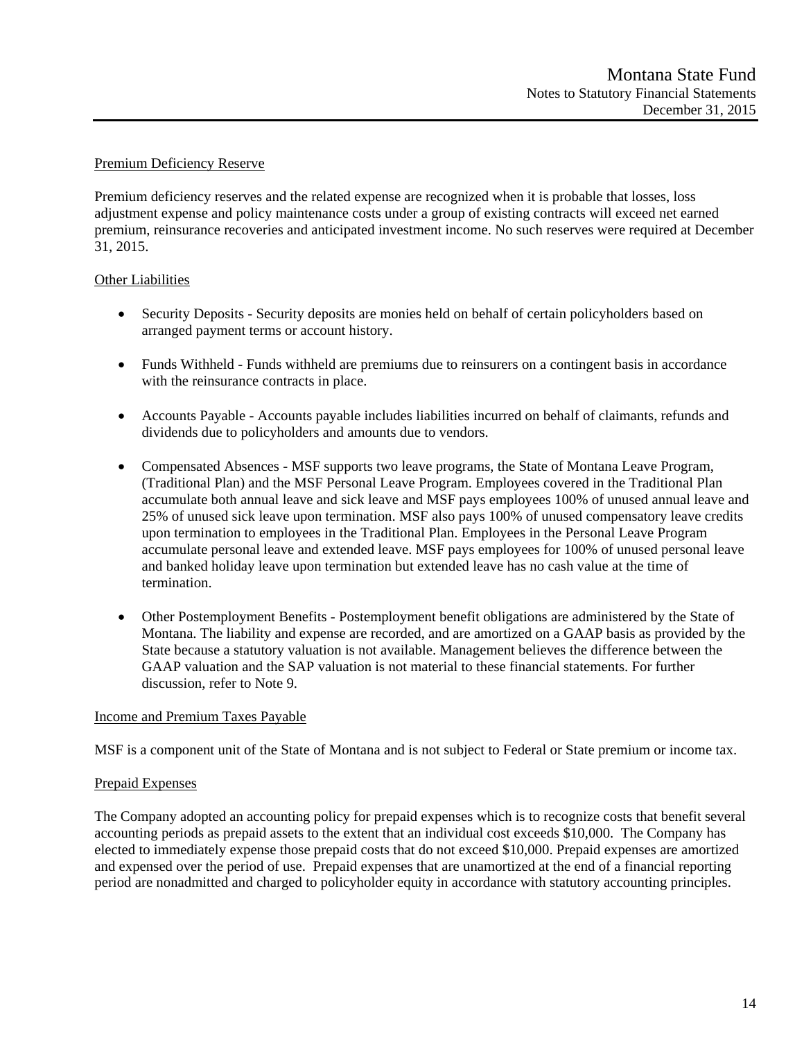### Premium Deficiency Reserve

Premium deficiency reserves and the related expense are recognized when it is probable that losses, loss adjustment expense and policy maintenance costs under a group of existing contracts will exceed net earned premium, reinsurance recoveries and anticipated investment income. No such reserves were required at December 31, 2015.

### Other Liabilities

- Security Deposits - Security deposits are monies held on behalf of certain policyholders based on arranged payment terms or account history.
- Funds Withheld - Funds withheld are premiums due to reinsurers on a contingent basis in accordance with the reinsurance contracts in place.
- Accounts Payable - Accounts payable includes liabilities incurred on behalf of claimants, refunds and dividends due to policyholders and amounts due to vendors.
- Compensated Absences - MSF supports two leave programs, the State of Montana Leave Program, (Traditional Plan) and the MSF Personal Leave Program. Employees covered in the Traditional Plan accumulate both annual leave and sick leave and MSF pays employees 100% of unused annual leave and 25% of unused sick leave upon termination. MSF also pays 100% of unused compensatory leave credits upon termination to employees in the Traditional Plan. Employees in the Personal Leave Program accumulate personal leave and extended leave. MSF pays employees for 100% of unused personal leave and banked holiday leave upon termination but extended leave has no cash value at the time of termination.
- Other Postemployment Benefits - Postemployment benefit obligations are administered by the State of Montana. The liability and expense are recorded, and are amortized on a GAAP basis as provided by the State because a statutory valuation is not available. Management believes the difference between the GAAP valuation and the SAP valuation is not material to these financial statements. For further discussion, refer to Note 9.

### Income and Premium Taxes Payable

MSF is a component unit of the State of Montana and is not subject to Federal or State premium or income tax.

### Prepaid Expenses

The Company adopted an accounting policy for prepaid expenses which is to recognize costs that benefit several accounting periods as prepaid assets to the extent that an individual cost exceeds $10,000. The Company has elected to immediately expense those prepaid costs that do not exceed $10,000. Prepaid expenses are amortized and expensed over the period of use. Prepaid expenses that are unamortized at the end of a financial reporting period are nonadmitted and charged to policyholder equity in accordance with statutory accounting principles.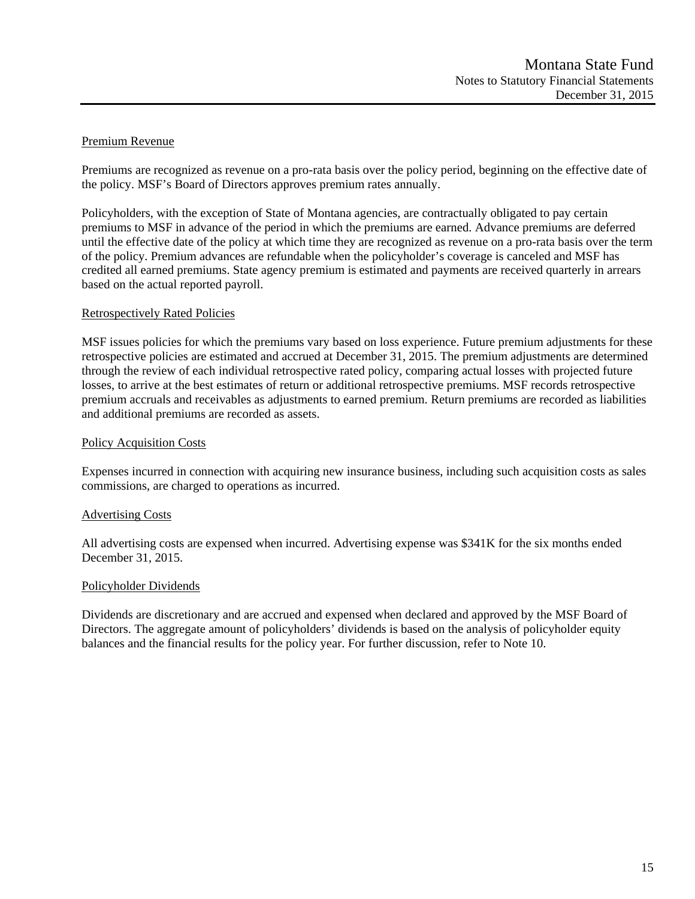### Premium Revenue

Premiums are recognized as revenue on a pro-rata basis over the policy period, beginning on the effective date of the policy. MSF's Board of Directors approves premium rates annually.

Policyholders, with the exception of State of Montana agencies, are contractually obligated to pay certain premiums to MSF in advance of the period in which the premiums are earned. Advance premiums are deferred until the effective date of the policy at which time they are recognized as revenue on a pro-rata basis over the term of the policy. Premium advances are refundable when the policyholder's coverage is canceled and MSF has credited all earned premiums. State agency premium is estimated and payments are received quarterly in arrears based on the actual reported payroll.

### Retrospectively Rated Policies

MSF issues policies for which the premiums vary based on loss experience. Future premium adjustments for these retrospective policies are estimated and accrued at December 31, 2015. The premium adjustments are determined through the review of each individual retrospective rated policy, comparing actual losses with projected future losses, to arrive at the best estimates of return or additional retrospective premiums. MSF records retrospective premium accruals and receivables as adjustments to earned premium. Return premiums are recorded as liabilities and additional premiums are recorded as assets.

### Policy Acquisition Costs

Expenses incurred in connection with acquiring new insurance business, including such acquisition costs as sales commissions, are charged to operations as incurred.

### Advertising Costs

All advertising costs are expensed when incurred. Advertising expense was $341K for the six months ended December 31, 2015.

### Policyholder Dividends

Dividends are discretionary and are accrued and expensed when declared and approved by the MSF Board of Directors. The aggregate amount of policyholders' dividends is based on the analysis of policyholder equity balances and the financial results for the policy year. For further discussion, refer to Note 10.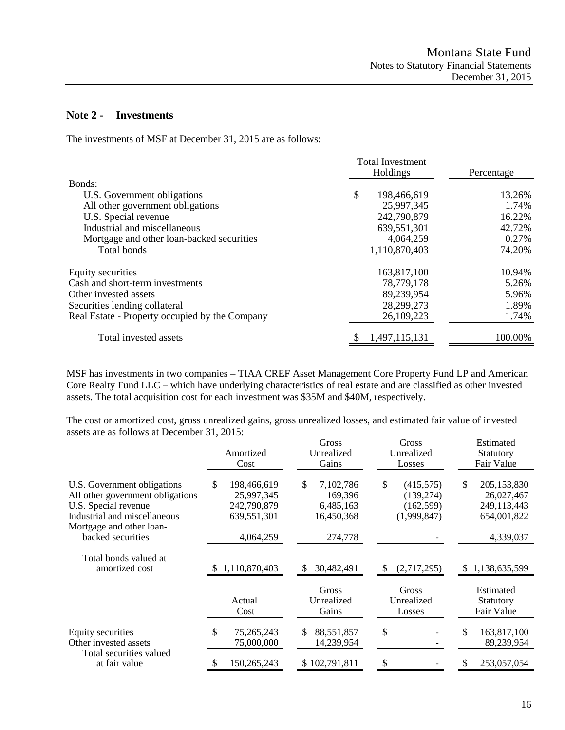## Note 2 - Investments

The investments of MSF at December 31, 2015 are as follows:

| | Total Investment Holdings | Percentage |
|---|---|---|
| Bonds: | | |
| U.S. Government obligations | $ 198,466,619 | 13.26% |
| All other government obligations | 25,997,345 | 1.74% |
| U.S. Special revenue | 242,790,879 | 16.22% |
| Industrial and miscellaneous | 639,551,301 | 42.72% |
| Mortgage and other loan-backed securities | 4,064,259 | 0.27% |
| Total bonds | 1,110,870,403 | 74.20% |
| Equity securities | 163,817,100 | 10.94% |
| Cash and short-term investments | 78,779,178 | 5.26% |
| Other invested assets | 89,239,954 | 5.96% |
| Securities lending collateral | 28,299,273 | 1.89% |
| Real Estate - Property occupied by the Company | 26,109,223 | 1.74% |
| Total invested assets | $ 1,497,115,131 | 100.00% |

MSF has investments in two companies – TIAA CREF Asset Management Core Property Fund LP and American Core Realty Fund LLC – which have underlying characteristics of real estate and are classified as other invested assets. The total acquisition cost for each investment was $35M and $40M, respectively.

The cost or amortized cost, gross unrealized gains, gross unrealized losses, and estimated fair value of invested assets are as follows at December 31, 2015:

| | Amortized Cost | Gross Unrealized Gains | Gross Unrealized Losses | Estimated Statutory Fair Value |
|---|---|---|---|---|
| U.S. Government obligations | $ 198,466,619 | $ 7,102,786 | $ (415,575) | $ 205,153,830 |
| All other government obligations | 25,997,345 | 169,396 | (139,274) | 26,027,467 |
| U.S. Special revenue | 242,790,879 | 6,485,163 | (162,599) | 249,113,443 |
| Industrial and miscellaneous | 639,551,301 | 16,450,368 | (1,999,847) | 654,001,822 |
| Mortgage and other loan-backed securities | 4,064,259 | 274,778 | - | 4,339,037 |
| Total bonds valued at amortized cost | $ 1,110,870,403 | $ 30,482,491 | $ (2,717,295) | $ 1,138,635,599 |
| | **Actual Cost** | **Gross Unrealized Gains** | **Gross Unrealized Losses** | **Estimated Statutory Fair Value** |
| Equity securities | $ 75,265,243 | $ 88,551,857 | $ - | $ 163,817,100 |
| Other invested assets | 75,000,000 | 14,239,954 | - | 89,239,954 |
| Total securities valued at fair value | $ 150,265,243 | $ 102,791,811 | $ - | $ 253,057,054 |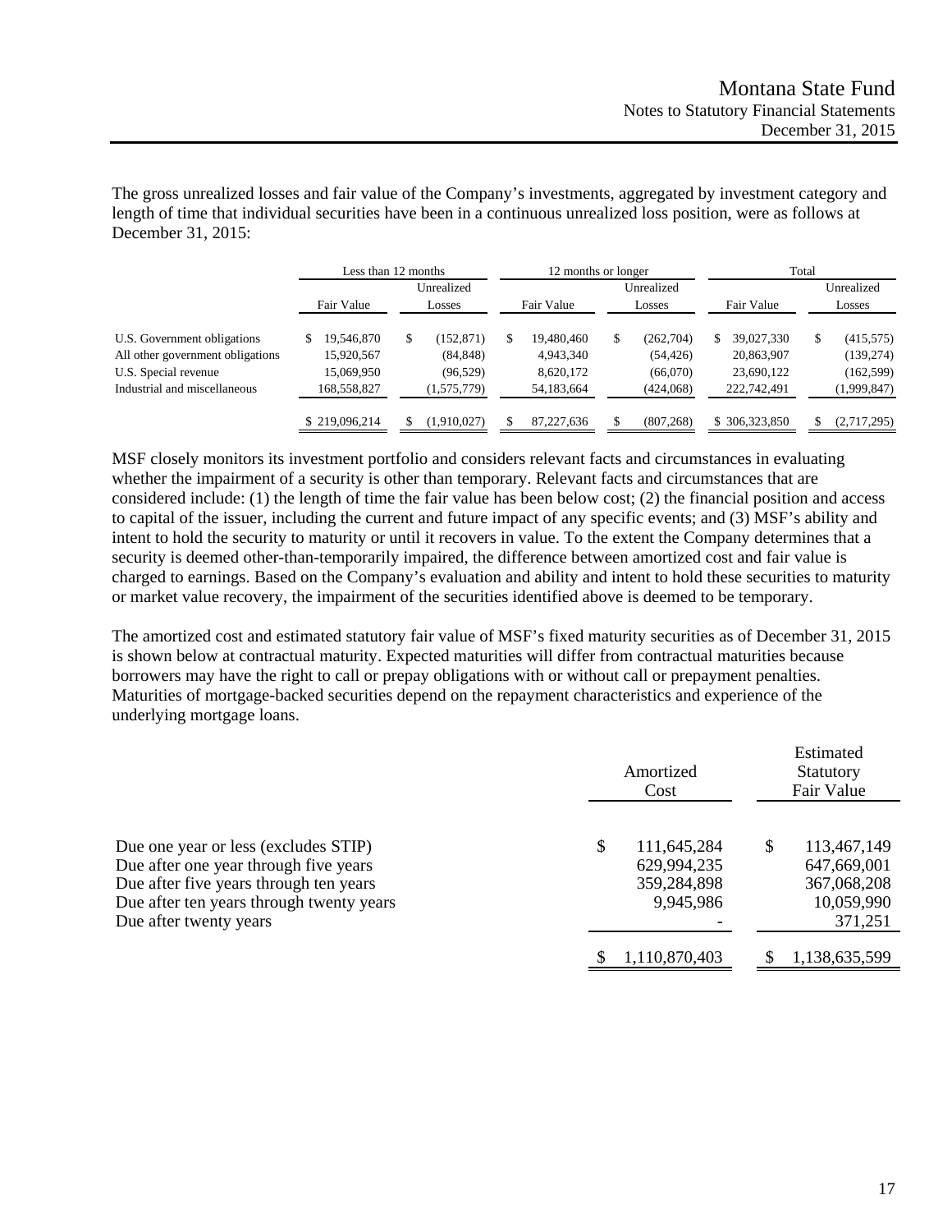The gross unrealized losses and fair value of the Company's investments, aggregated by investment category and length of time that individual securities have been in a continuous unrealized loss position, were as follows at December 31, 2015:

| | Less than 12 months | | 12 months or longer | | Total | |
|---|---|---|---|---|---|---|
| | Fair Value | Unrealized Losses | Fair Value | Unrealized Losses | Fair Value | Unrealized Losses |
| U.S. Government obligations | $ 19,546,870 | $ (152,871) | $ 19,480,460 | $ (262,704) | $ 39,027,330 | $ (415,575) |
| All other government obligations | 15,920,567 | (84,848) | 4,943,340 | (54,426) | 20,863,907 | (139,274) |
| U.S. Special revenue | 15,069,950 | (96,529) | 8,620,172 | (66,070) | 23,690,122 | (162,599) |
| Industrial and miscellaneous | 168,558,827 | (1,575,779) | 54,183,664 | (424,068) | 222,742,491 | (1,999,847) |
| | $ 219,096,214 | $ (1,910,027) | $ 87,227,636 | $ (807,268) | $ 306,323,850 | $ (2,717,295) |

MSF closely monitors its investment portfolio and considers relevant facts and circumstances in evaluating whether the impairment of a security is other than temporary. Relevant facts and circumstances that are considered include: (1) the length of time the fair value has been below cost; (2) the financial position and access to capital of the issuer, including the current and future impact of any specific events; and (3) MSF's ability and intent to hold the security to maturity or until it recovers in value. To the extent the Company determines that a security is deemed other-than-temporarily impaired, the difference between amortized cost and fair value is charged to earnings. Based on the Company's evaluation and ability and intent to hold these securities to maturity or market value recovery, the impairment of the securities identified above is deemed to be temporary.

The amortized cost and estimated statutory fair value of MSF's fixed maturity securities as of December 31, 2015 is shown below at contractual maturity. Expected maturities will differ from contractual maturities because borrowers may have the right to call or prepay obligations with or without call or prepayment penalties. Maturities of mortgage-backed securities depend on the repayment characteristics and experience of the underlying mortgage loans.

| | Amortized Cost | Estimated Statutory Fair Value |
|---|---|---|
| Due one year or less (excludes STIP) | $ 111,645,284 | $ 113,467,149 |
| Due after one year through five years | 629,994,235 | 647,669,001 |
| Due after five years through ten years | 359,284,898 | 367,068,208 |
| Due after ten years through twenty years | 9,945,986 | 10,059,990 |
| Due after twenty years | - | 371,251 |
| | $ 1,110,870,403 | $ 1,138,635,599 |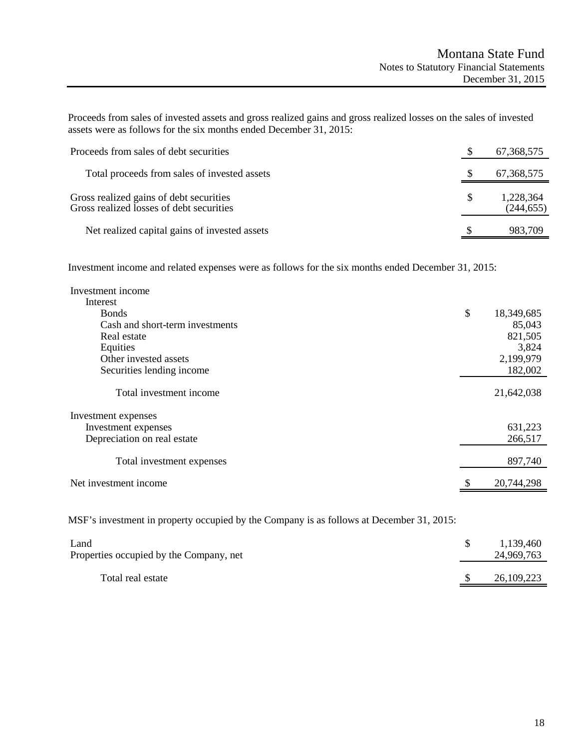Proceeds from sales of invested assets and gross realized gains and gross realized losses on the sales of invested assets were as follows for the six months ended December 31, 2015:

| | | |
|---|---|---|
| Proceeds from sales of debt securities | $ | 67,368,575 |
| Total proceeds from sales of invested assets | $ | 67,368,575 |
| Gross realized gains of debt securities | $ | 1,228,364 |
| Gross realized losses of debt securities | | (244,655) |
| Net realized capital gains of invested assets | $ | 983,709 |

Investment income and related expenses were as follows for the six months ended December 31, 2015:

| | | |
|---|---|---|
| Investment income | | |
| Interest | | |
| Bonds | $ | 18,349,685 |
| Cash and short-term investments | | 85,043 |
| Real estate | | 821,505 |
| Equities | | 3,824 |
| Other invested assets | | 2,199,979 |
| Securities lending income | | 182,002 |
| Total investment income | | 21,642,038 |
| Investment expenses | | |
| Investment expenses | | 631,223 |
| Depreciation on real estate | | 266,517 |
| Total investment expenses | | 897,740 |
| Net investment income | $ | 20,744,298 |

MSF's investment in property occupied by the Company is as follows at December 31, 2015:

| | | |
|---|---|---|
| Land | $ | 1,139,460 |
| Properties occupied by the Company, net | | 24,969,763 |
| Total real estate | $ | 26,109,223 |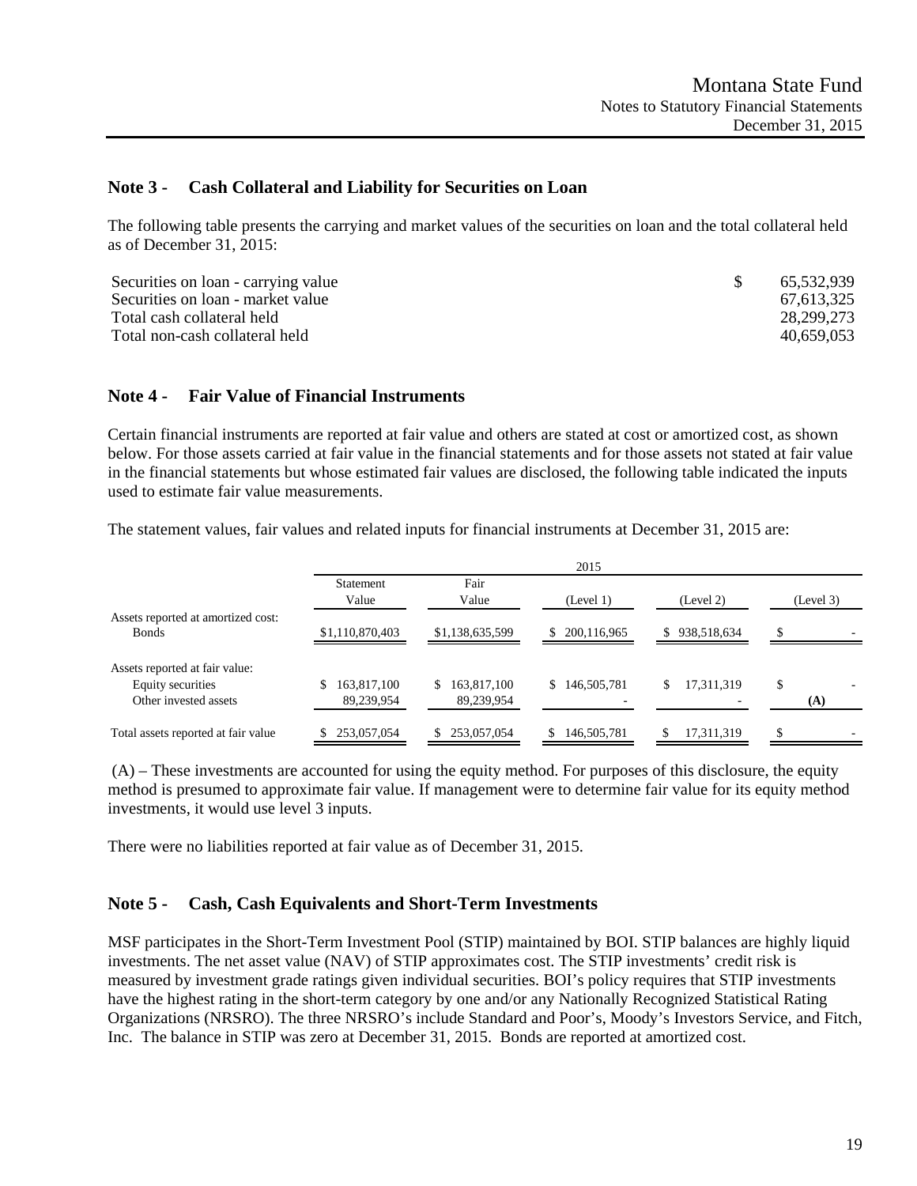## Note 3 - Cash Collateral and Liability for Securities on Loan

The following table presents the carrying and market values of the securities on loan and the total collateral held as of December 31, 2015:

| | |
|---|---|
| Securities on loan - carrying value | $ 65,532,939 |
| Securities on loan - market value | 67,613,325 |
| Total cash collateral held | 28,299,273 |
| Total non-cash collateral held | 40,659,053 |

## Note 4 - Fair Value of Financial Instruments

Certain financial instruments are reported at fair value and others are stated at cost or amortized cost, as shown below. For those assets carried at fair value in the financial statements and for those assets not stated at fair value in the financial statements but whose estimated fair values are disclosed, the following table indicated the inputs used to estimate fair value measurements.

The statement values, fair values and related inputs for financial instruments at December 31, 2015 are:

| | 2015 | | | | |
|---|---|---|---|---|---|
| | Statement Value | Fair Value | (Level 1) | (Level 2) | (Level 3) |
| Assets reported at amortized cost: | | | | | |
| Bonds | $1,110,870,403 | $1,138,635,599 | $ 200,116,965 | $ 938,518,634 | $ - |
| Assets reported at fair value: | | | | | |
| Equity securities | $ 163,817,100 | $ 163,817,100 | $ 146,505,781 | $ 17,311,319 | $ - |
| Other invested assets | 89,239,954 | 89,239,954 | - | - | (A) |
| Total assets reported at fair value | $ 253,057,054 | $ 253,057,054 | $ 146,505,781 | $ 17,311,319 | $ - |

(A) – These investments are accounted for using the equity method. For purposes of this disclosure, the equity method is presumed to approximate fair value. If management were to determine fair value for its equity method investments, it would use level 3 inputs.

There were no liabilities reported at fair value as of December 31, 2015.

## Note 5 - Cash, Cash Equivalents and Short-Term Investments

MSF participates in the Short-Term Investment Pool (STIP) maintained by BOI. STIP balances are highly liquid investments. The net asset value (NAV) of STIP approximates cost. The STIP investments' credit risk is measured by investment grade ratings given individual securities. BOI's policy requires that STIP investments have the highest rating in the short-term category by one and/or any Nationally Recognized Statistical Rating Organizations (NRSRO). The three NRSRO's include Standard and Poor's, Moody's Investors Service, and Fitch, Inc. The balance in STIP was zero at December 31, 2015. Bonds are reported at amortized cost.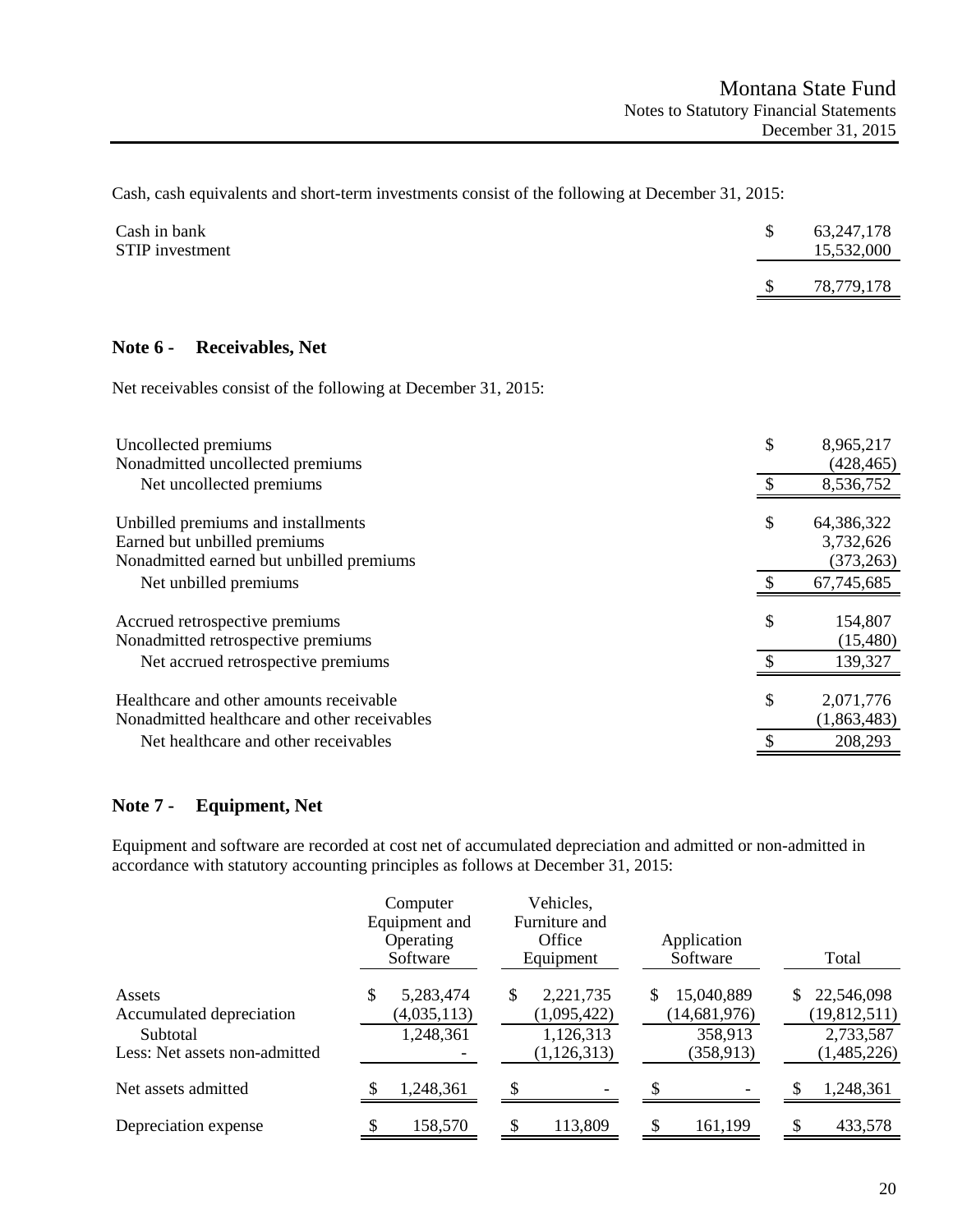Cash, cash equivalents and short-term investments consist of the following at December 31, 2015:

| | |
|---|---|
| Cash in bank | $ 63,247,178 |
| STIP investment | 15,532,000 |
| | $ 78,779,178 |

## Note 6 - Receivables, Net

Net receivables consist of the following at December 31, 2015:

| | |
|---|---|
| Uncollected premiums | $ 8,965,217 |
| Nonadmitted uncollected premiums | (428,465) |
| Net uncollected premiums | $ 8,536,752 |
| | |
| Unbilled premiums and installments | $ 64,386,322 |
| Earned but unbilled premiums | 3,732,626 |
| Nonadmitted earned but unbilled premiums | (373,263) |
| Net unbilled premiums | $ 67,745,685 |
| | |
| Accrued retrospective premiums | $ 154,807 |
| Nonadmitted retrospective premiums | (15,480) |
| Net accrued retrospective premiums | $ 139,327 |
| | |
| Healthcare and other amounts receivable | $ 2,071,776 |
| Nonadmitted healthcare and other receivables | (1,863,483) |
| Net healthcare and other receivables | $ 208,293 |

## Note 7 - Equipment, Net

Equipment and software are recorded at cost net of accumulated depreciation and admitted or non-admitted in accordance with statutory accounting principles as follows at December 31, 2015:

| | Computer Equipment and Operating Software | Vehicles, Furniture and Office Equipment | Application Software | Total |
|---|---|---|---|---|
| Assets | $ 5,283,474 | $ 2,221,735 | $ 15,040,889 | $ 22,546,098 |
| Accumulated depreciation | (4,035,113) | (1,095,422) | (14,681,976) | (19,812,511) |
| Subtotal | 1,248,361 | 1,126,313 | 358,913 | 2,733,587 |
| Less: Net assets non-admitted | - | (1,126,313) | (358,913) | (1,485,226) |
| Net assets admitted | $ 1,248,361 | $ - | $ - | $ 1,248,361 |
| Depreciation expense | $ 158,570 | $ 113,809 | $ 161,199 | $ 433,578 |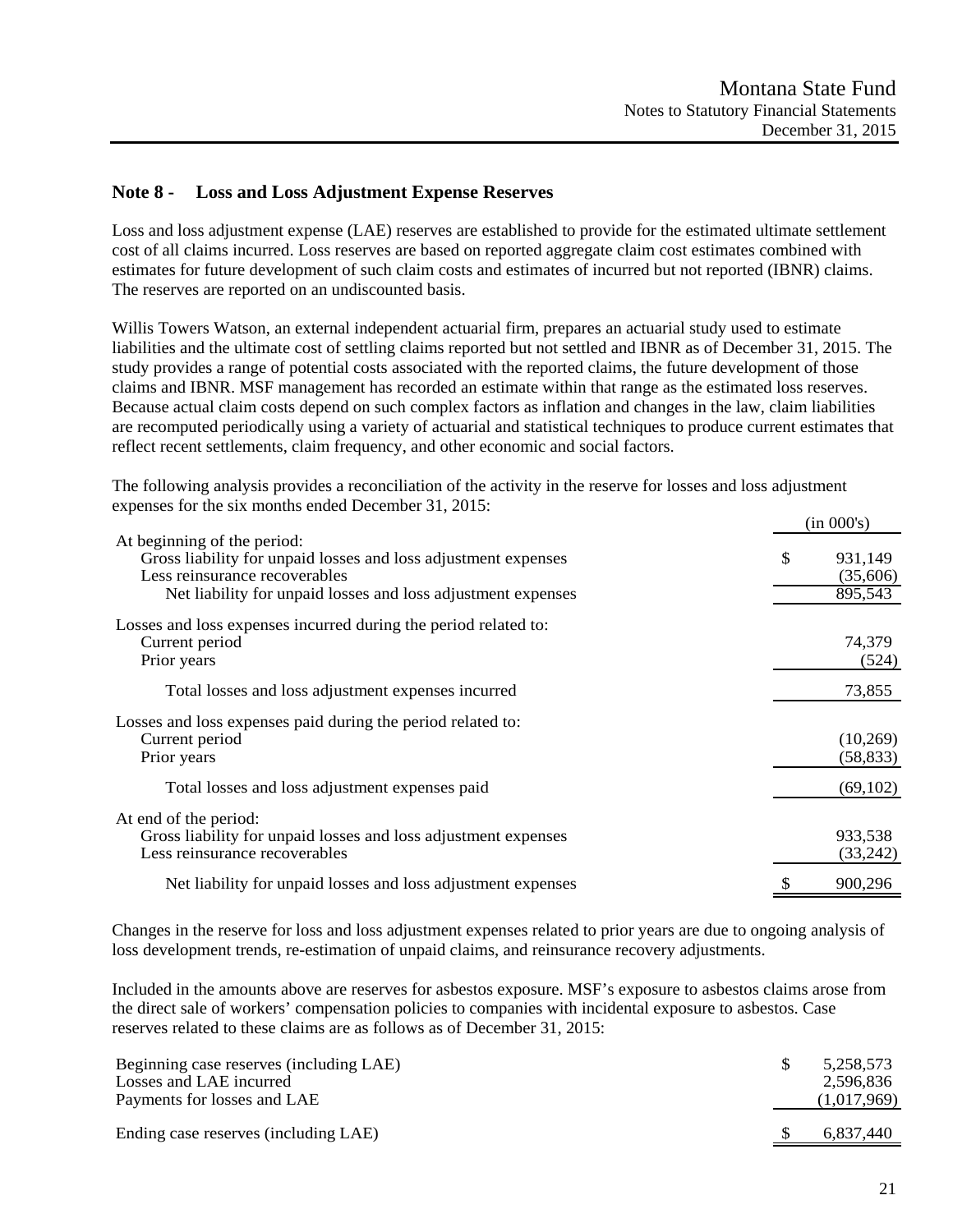## Note 8 - Loss and Loss Adjustment Expense Reserves

Loss and loss adjustment expense (LAE) reserves are established to provide for the estimated ultimate settlement cost of all claims incurred. Loss reserves are based on reported aggregate claim cost estimates combined with estimates for future development of such claim costs and estimates of incurred but not reported (IBNR) claims. The reserves are reported on an undiscounted basis.

Willis Towers Watson, an external independent actuarial firm, prepares an actuarial study used to estimate liabilities and the ultimate cost of settling claims reported but not settled and IBNR as of December 31, 2015. The study provides a range of potential costs associated with the reported claims, the future development of those claims and IBNR. MSF management has recorded an estimate within that range as the estimated loss reserves. Because actual claim costs depend on such complex factors as inflation and changes in the law, claim liabilities are recomputed periodically using a variety of actuarial and statistical techniques to produce current estimates that reflect recent settlements, claim frequency, and other economic and social factors.

The following analysis provides a reconciliation of the activity in the reserve for losses and loss adjustment expenses for the six months ended December 31, 2015:

| | (in 000's) |
|---|---|
| At beginning of the period: | |
| Gross liability for unpaid losses and loss adjustment expenses | $ 931,149 |
| Less reinsurance recoverables | (35,606) |
| Net liability for unpaid losses and loss adjustment expenses | 895,543 |
| Losses and loss expenses incurred during the period related to: | |
| Current period | 74,379 |
| Prior years | (524) |
| Total losses and loss adjustment expenses incurred | 73,855 |
| Losses and loss expenses paid during the period related to: | |
| Current period | (10,269) |
| Prior years | (58,833) |
| Total losses and loss adjustment expenses paid | (69,102) |
| At end of the period: | |
| Gross liability for unpaid losses and loss adjustment expenses | 933,538 |
| Less reinsurance recoverables | (33,242) |
| Net liability for unpaid losses and loss adjustment expenses | $ 900,296 |

Changes in the reserve for loss and loss adjustment expenses related to prior years are due to ongoing analysis of loss development trends, re-estimation of unpaid claims, and reinsurance recovery adjustments.

Included in the amounts above are reserves for asbestos exposure. MSF's exposure to asbestos claims arose from the direct sale of workers' compensation policies to companies with incidental exposure to asbestos. Case reserves related to these claims are as follows as of December 31, 2015:

| | |
|---|---|
| Beginning case reserves (including LAE) | $ 5,258,573 |
| Losses and LAE incurred | 2,596,836 |
| Payments for losses and LAE | (1,017,969) |
| Ending case reserves (including LAE) | $ 6,837,440 |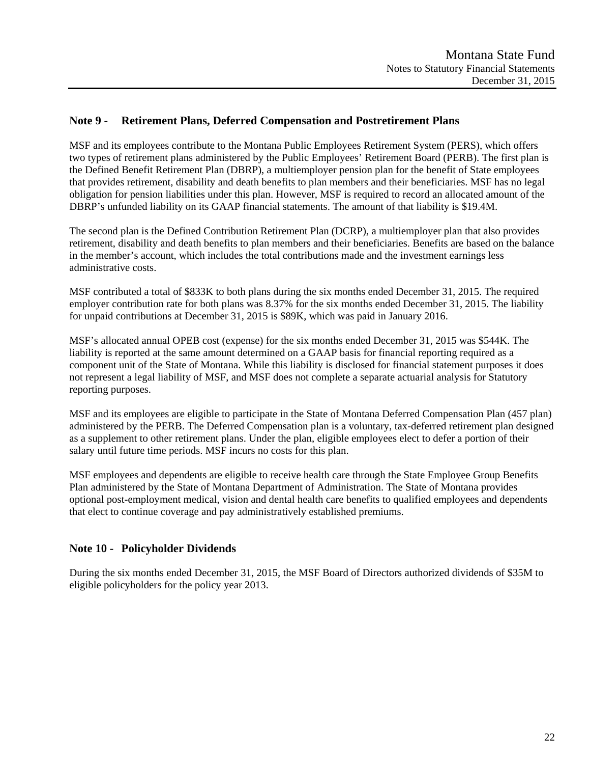## Note 9 - Retirement Plans, Deferred Compensation and Postretirement Plans

MSF and its employees contribute to the Montana Public Employees Retirement System (PERS), which offers two types of retirement plans administered by the Public Employees' Retirement Board (PERB). The first plan is the Defined Benefit Retirement Plan (DBRP), a multiemployer pension plan for the benefit of State employees that provides retirement, disability and death benefits to plan members and their beneficiaries. MSF has no legal obligation for pension liabilities under this plan. However, MSF is required to record an allocated amount of the DBRP's unfunded liability on its GAAP financial statements. The amount of that liability is $19.4M.

The second plan is the Defined Contribution Retirement Plan (DCRP), a multiemployer plan that also provides retirement, disability and death benefits to plan members and their beneficiaries. Benefits are based on the balance in the member's account, which includes the total contributions made and the investment earnings less administrative costs.

MSF contributed a total of $833K to both plans during the six months ended December 31, 2015. The required employer contribution rate for both plans was 8.37% for the six months ended December 31, 2015. The liability for unpaid contributions at December 31, 2015 is $89K, which was paid in January 2016.

MSF's allocated annual OPEB cost (expense) for the six months ended December 31, 2015 was $544K. The liability is reported at the same amount determined on a GAAP basis for financial reporting required as a component unit of the State of Montana. While this liability is disclosed for financial statement purposes it does not represent a legal liability of MSF, and MSF does not complete a separate actuarial analysis for Statutory reporting purposes.

MSF and its employees are eligible to participate in the State of Montana Deferred Compensation Plan (457 plan) administered by the PERB. The Deferred Compensation plan is a voluntary, tax-deferred retirement plan designed as a supplement to other retirement plans. Under the plan, eligible employees elect to defer a portion of their salary until future time periods. MSF incurs no costs for this plan.

MSF employees and dependents are eligible to receive health care through the State Employee Group Benefits Plan administered by the State of Montana Department of Administration. The State of Montana provides optional post-employment medical, vision and dental health care benefits to qualified employees and dependents that elect to continue coverage and pay administratively established premiums.

## Note 10 - Policyholder Dividends

During the six months ended December 31, 2015, the MSF Board of Directors authorized dividends of $35M to eligible policyholders for the policy year 2013.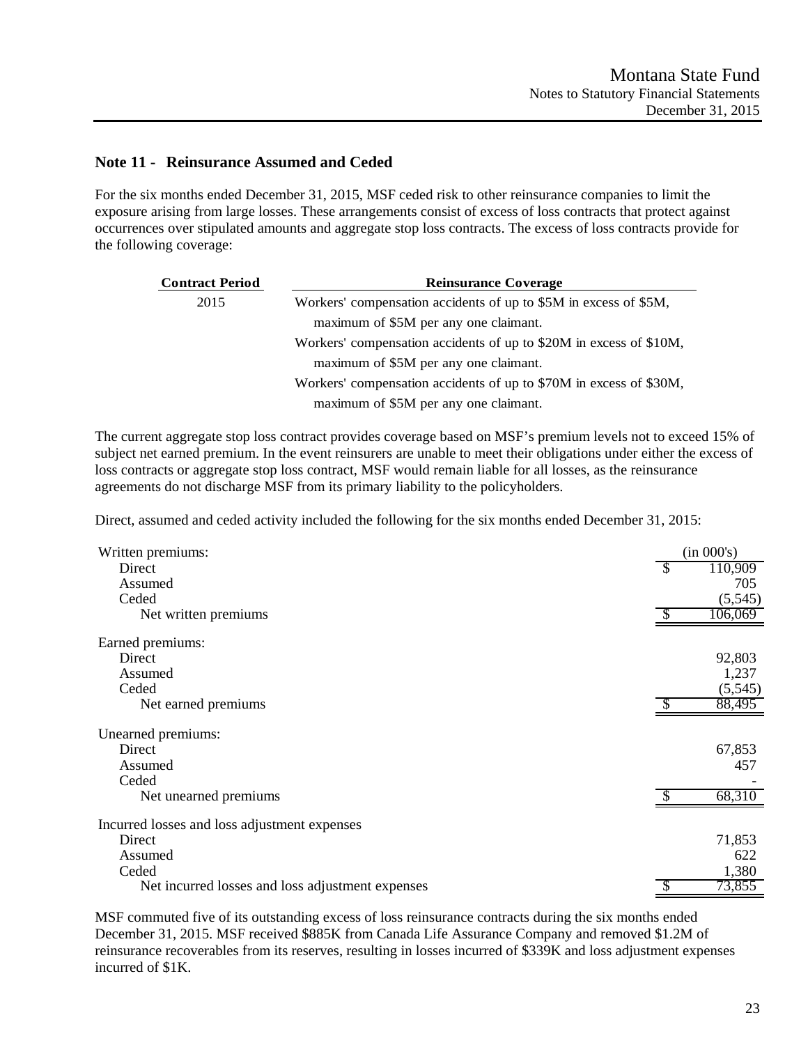## Note 11 - Reinsurance Assumed and Ceded

For the six months ended December 31, 2015, MSF ceded risk to other reinsurance companies to limit the exposure arising from large losses. These arrangements consist of excess of loss contracts that protect against occurrences over stipulated amounts and aggregate stop loss contracts. The excess of loss contracts provide for the following coverage:

| Contract Period | Reinsurance Coverage |
|---|---|
| 2015 | Workers' compensation accidents of up to $5M in excess of $5M, maximum of $5M per any one claimant. |
| | Workers' compensation accidents of up to $20M in excess of $10M, maximum of $5M per any one claimant. |
| | Workers' compensation accidents of up to $70M in excess of $30M, maximum of $5M per any one claimant. |

The current aggregate stop loss contract provides coverage based on MSF's premium levels not to exceed 15% of subject net earned premium. In the event reinsurers are unable to meet their obligations under either the excess of loss contracts or aggregate stop loss contract, MSF would remain liable for all losses, as the reinsurance agreements do not discharge MSF from its primary liability to the policyholders.

Direct, assumed and ceded activity included the following for the six months ended December 31, 2015:

| | (in 000's) |
|---|---|
| Written premiums: | |
| Direct | $ 110,909 |
| Assumed | 705 |
| Ceded | (5,545) |
| Net written premiums | $ 106,069 |
| Earned premiums: | |
| Direct | 92,803 |
| Assumed | 1,237 |
| Ceded | (5,545) |
| Net earned premiums | $ 88,495 |
| Unearned premiums: | |
| Direct | 67,853 |
| Assumed | 457 |
| Ceded | - |
| Net unearned premiums | $ 68,310 |
| Incurred losses and loss adjustment expenses | |
| Direct | 71,853 |
| Assumed | 622 |
| Ceded | 1,380 |
| Net incurred losses and loss adjustment expenses | $ 73,855 |

MSF commuted five of its outstanding excess of loss reinsurance contracts during the six months ended December 31, 2015. MSF received $885K from Canada Life Assurance Company and removed $1.2M of reinsurance recoverables from its reserves, resulting in losses incurred of $339K and loss adjustment expenses incurred of $1K.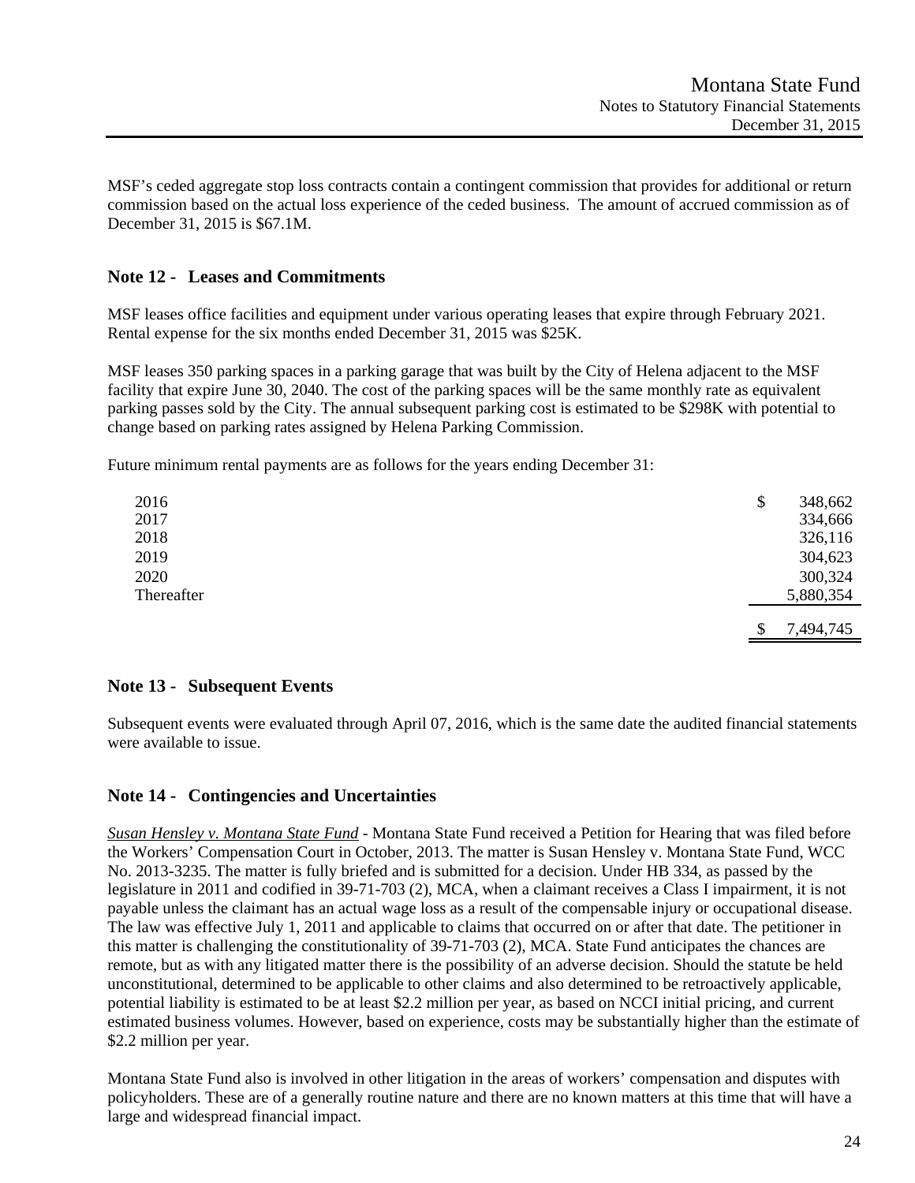MSF's ceded aggregate stop loss contracts contain a contingent commission that provides for additional or return commission based on the actual loss experience of the ceded business. The amount of accrued commission as of December 31, 2015 is $67.1M.

## Note 12 - Leases and Commitments

MSF leases office facilities and equipment under various operating leases that expire through February 2021. Rental expense for the six months ended December 31, 2015 was $25K.

MSF leases 350 parking spaces in a parking garage that was built by the City of Helena adjacent to the MSF facility that expire June 30, 2040. The cost of the parking spaces will be the same monthly rate as equivalent parking passes sold by the City. The annual subsequent parking cost is estimated to be $298K with potential to change based on parking rates assigned by Helena Parking Commission.

Future minimum rental payments are as follows for the years ending December 31:

| | |
|---|---|
| 2016 | $ 348,662 |
| 2017 | 334,666 |
| 2018 | 326,116 |
| 2019 | 304,623 |
| 2020 | 300,324 |
| Thereafter | 5,880,354 |
| | $ 7,494,745 |

## Note 13 - Subsequent Events

Subsequent events were evaluated through April 07, 2016, which is the same date the audited financial statements were available to issue.

## Note 14 - Contingencies and Uncertainties

*Susan Hensley v. Montana State Fund* - Montana State Fund received a Petition for Hearing that was filed before the Workers' Compensation Court in October, 2013. The matter is Susan Hensley v. Montana State Fund, WCC No. 2013-3235. The matter is fully briefed and is submitted for a decision. Under HB 334, as passed by the legislature in 2011 and codified in 39-71-703 (2), MCA, when a claimant receives a Class I impairment, it is not payable unless the claimant has an actual wage loss as a result of the compensable injury or occupational disease. The law was effective July 1, 2011 and applicable to claims that occurred on or after that date. The petitioner in this matter is challenging the constitutionality of 39-71-703 (2), MCA. State Fund anticipates the chances are remote, but as with any litigated matter there is the possibility of an adverse decision. Should the statute be held unconstitutional, determined to be applicable to other claims and also determined to be retroactively applicable, potential liability is estimated to be at least $2.2 million per year, as based on NCCI initial pricing, and current estimated business volumes. However, based on experience, costs may be substantially higher than the estimate of $2.2 million per year.

Montana State Fund also is involved in other litigation in the areas of workers' compensation and disputes with policyholders. These are of a generally routine nature and there are no known matters at this time that will have a large and widespread financial impact.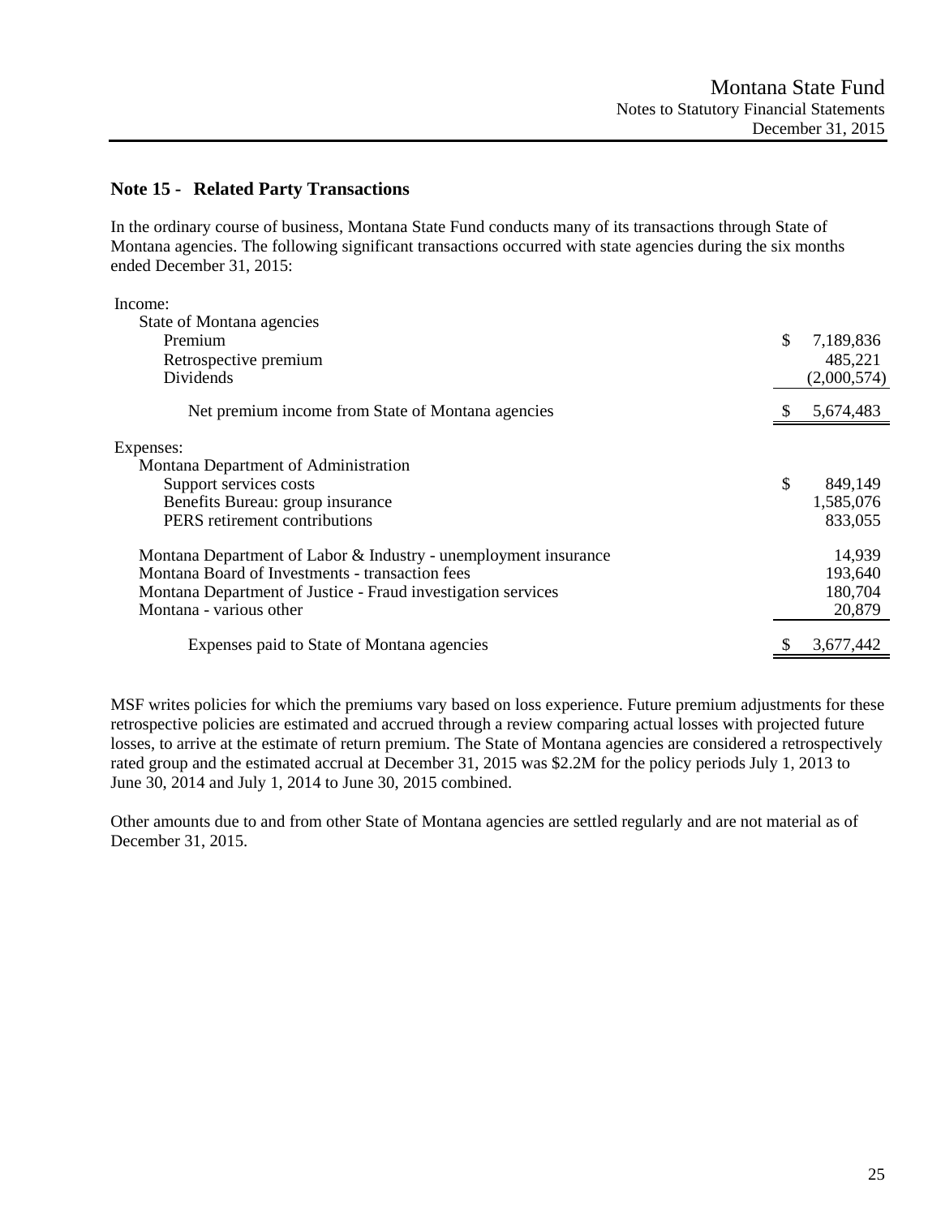## Note 15 - Related Party Transactions

In the ordinary course of business, Montana State Fund conducts many of its transactions through State of Montana agencies. The following significant transactions occurred with state agencies during the six months ended December 31, 2015:

| | |
|---|---|
| Income: | |
| State of Montana agencies | |
| Premium | $ 7,189,836 |
| Retrospective premium | 485,221 |
| Dividends | (2,000,574) |
| Net premium income from State of Montana agencies | $ 5,674,483 |
| Expenses: | |
| Montana Department of Administration | |
| Support services costs | $ 849,149 |
| Benefits Bureau: group insurance | 1,585,076 |
| PERS retirement contributions | 833,055 |
| Montana Department of Labor & Industry - unemployment insurance | 14,939 |
| Montana Board of Investments - transaction fees | 193,640 |
| Montana Department of Justice - Fraud investigation services | 180,704 |
| Montana - various other | 20,879 |
| Expenses paid to State of Montana agencies | $ 3,677,442 |

MSF writes policies for which the premiums vary based on loss experience. Future premium adjustments for these retrospective policies are estimated and accrued through a review comparing actual losses with projected future losses, to arrive at the estimate of return premium. The State of Montana agencies are considered a retrospectively rated group and the estimated accrual at December 31, 2015 was $2.2M for the policy periods July 1, 2013 to June 30, 2014 and July 1, 2014 to June 30, 2015 combined.

Other amounts due to and from other State of Montana agencies are settled regularly and are not material as of December 31, 2015.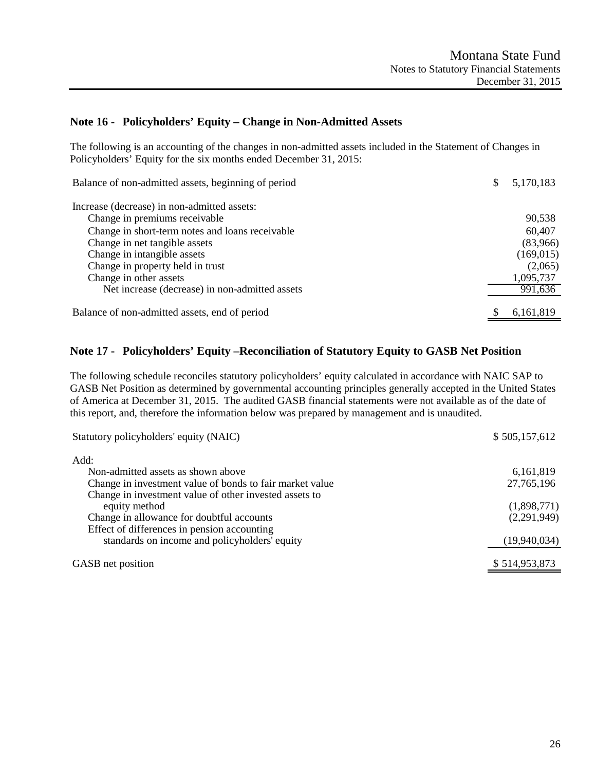## Note 16 - Policyholders' Equity – Change in Non-Admitted Assets

The following is an accounting of the changes in non-admitted assets included in the Statement of Changes in Policyholders' Equity for the six months ended December 31, 2015:

| | |
|---|---|
| Balance of non-admitted assets, beginning of period | $ 5,170,183 |
| Increase (decrease) in non-admitted assets: | |
| Change in premiums receivable | 90,538 |
| Change in short-term notes and loans receivable | 60,407 |
| Change in net tangible assets | (83,966) |
| Change in intangible assets | (169,015) |
| Change in property held in trust | (2,065) |
| Change in other assets | 1,095,737 |
| Net increase (decrease) in non-admitted assets | 991,636 |
| Balance of non-admitted assets, end of period | $ 6,161,819 |

## Note 17 - Policyholders' Equity –Reconciliation of Statutory Equity to GASB Net Position

The following schedule reconciles statutory policyholders' equity calculated in accordance with NAIC SAP to GASB Net Position as determined by governmental accounting principles generally accepted in the United States of America at December 31, 2015. The audited GASB financial statements were not available as of the date of this report, and, therefore the information below was prepared by management and is unaudited.

| | |
|---|---|
| Statutory policyholders' equity (NAIC) | $ 505,157,612 |
| Add: | |
| Non-admitted assets as shown above | 6,161,819 |
| Change in investment value of bonds to fair market value | 27,765,196 |
| Change in investment value of other invested assets to equity method | (1,898,771) |
| Change in allowance for doubtful accounts | (2,291,949) |
| Effect of differences in pension accounting standards on income and policyholders' equity | (19,940,034) |
| GASB net position | $ 514,953,873 |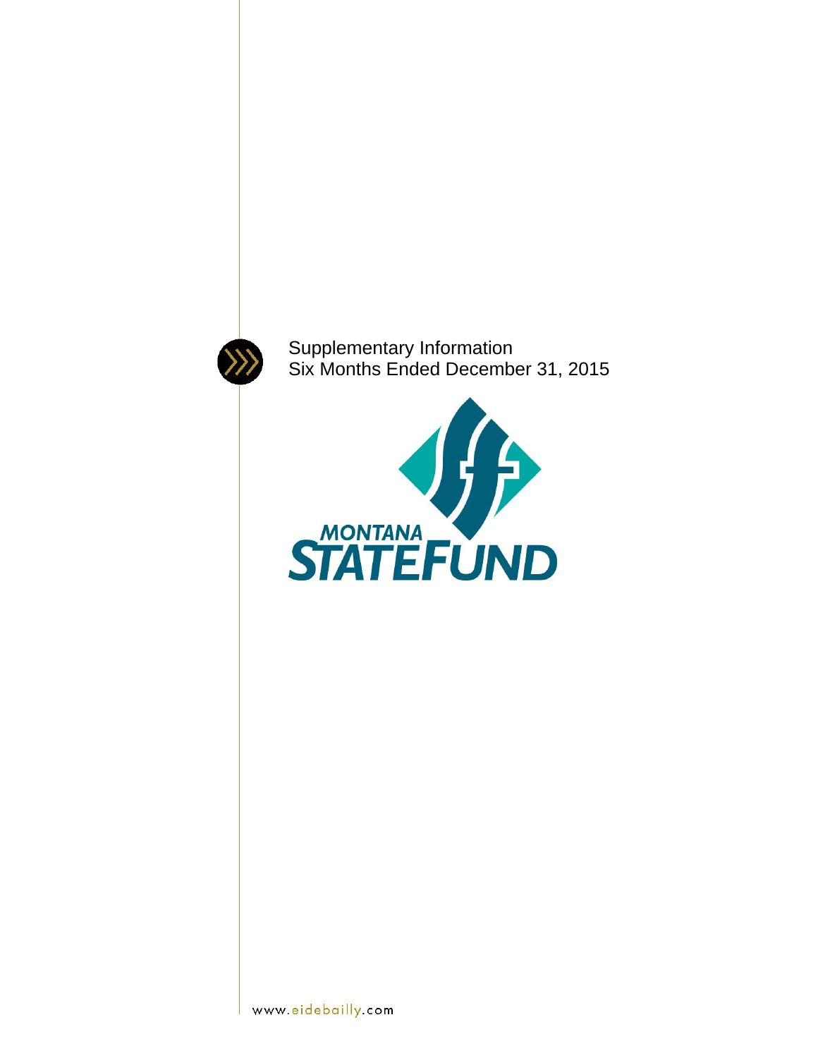# Supplementary Information
## Six Months Ended December 31, 2015

MONTANA STATEFUND

www.eidebailly.com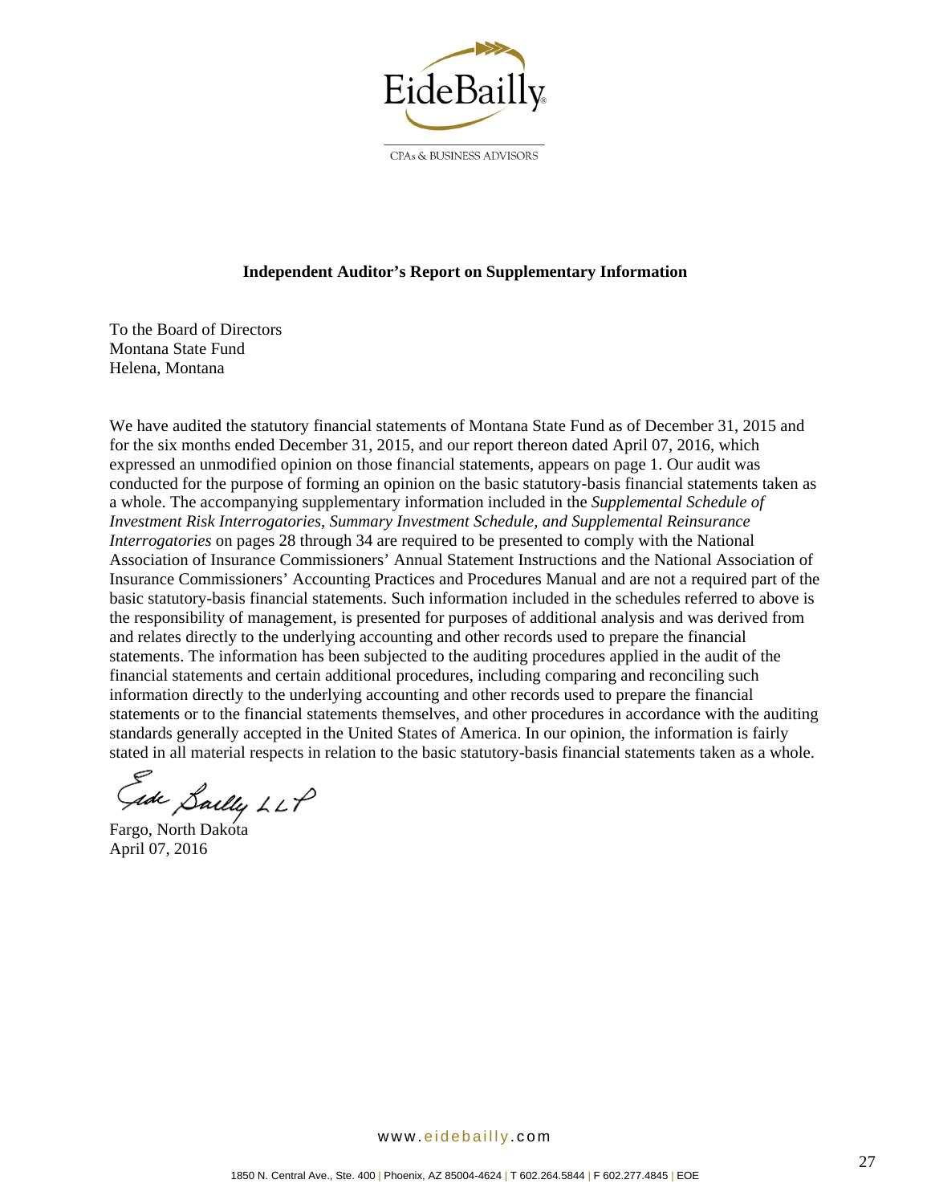EideBailly

CPAs & BUSINESS ADVISORS

## Independent Auditor's Report on Supplementary Information

To the Board of Directors
Montana State Fund
Helena, Montana

We have audited the statutory financial statements of Montana State Fund as of December 31, 2015 and for the six months ended December 31, 2015, and our report thereon dated April 07, 2016, which expressed an unmodified opinion on those financial statements, appears on page 1. Our audit was conducted for the purpose of forming an opinion on the basic statutory-basis financial statements taken as a whole. The accompanying supplementary information included in the *Supplemental Schedule of Investment Risk Interrogatories, Summary Investment Schedule, and Supplemental Reinsurance Interrogatories* on pages 28 through 34 are required to be presented to comply with the National Association of Insurance Commissioners' Annual Statement Instructions and the National Association of Insurance Commissioners' Accounting Practices and Procedures Manual and are not a required part of the basic statutory-basis financial statements. Such information included in the schedules referred to above is the responsibility of management, is presented for purposes of additional analysis and was derived from and relates directly to the underlying accounting and other records used to prepare the financial statements. The information has been subjected to the auditing procedures applied in the audit of the financial statements and certain additional procedures, including comparing and reconciling such information directly to the underlying accounting and other records used to prepare the financial statements or to the financial statements themselves, and other procedures in accordance with the auditing standards generally accepted in the United States of America. In our opinion, the information is fairly stated in all material respects in relation to the basic statutory-basis financial statements taken as a whole.

Eide Bailly LLP

Fargo, North Dakota
April 07, 2016

www.eidebailly.com

1850 N. Central Ave., Ste. 400 | Phoenix, AZ 85004-4624 | T 602.264.5844 | F 602.277.4845 | EOE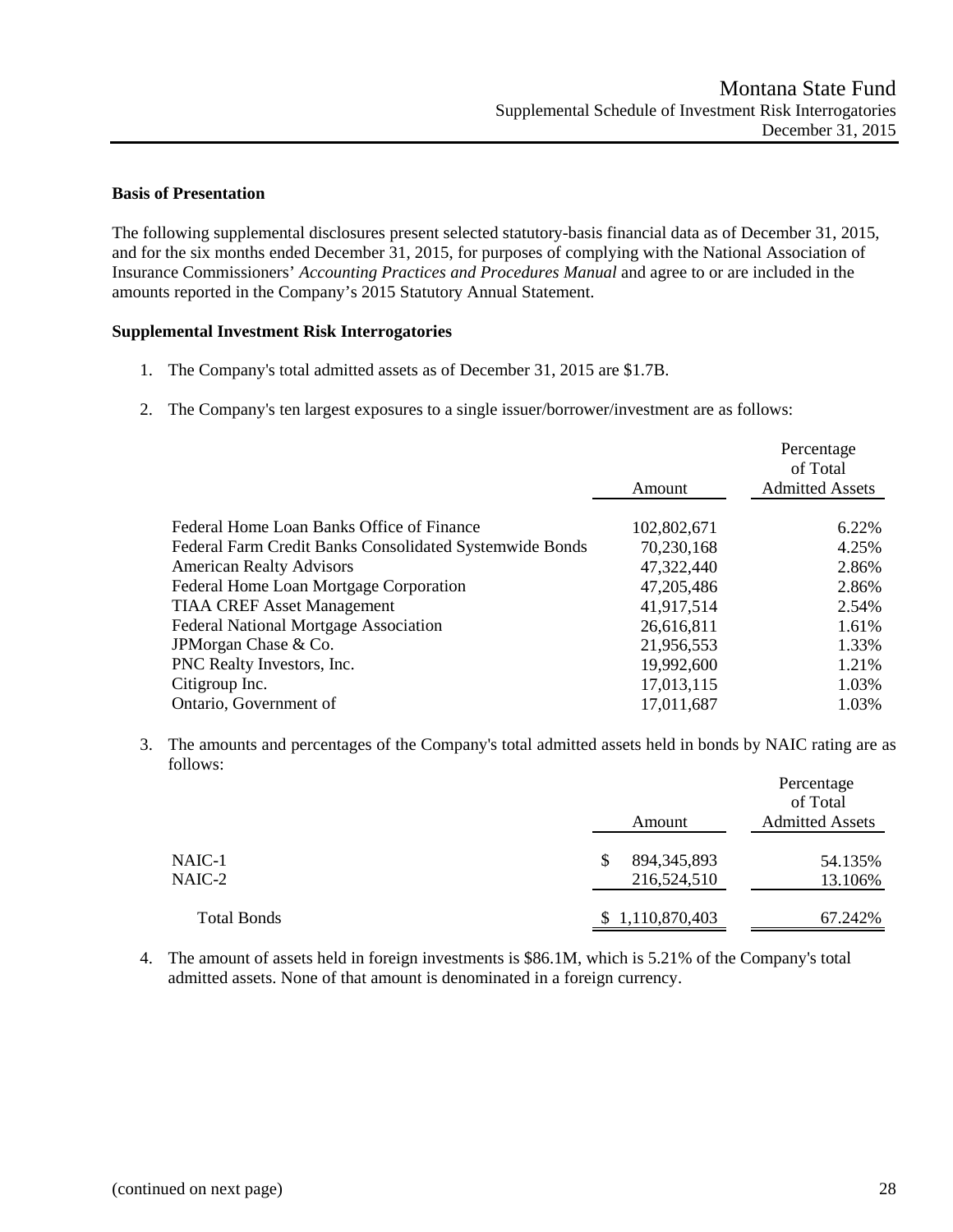# Montana State Fund
## Supplemental Schedule of Investment Risk Interrogatories
## December 31, 2015

**Basis of Presentation**

The following supplemental disclosures present selected statutory-basis financial data as of December 31, 2015, and for the six months ended December 31, 2015, for purposes of complying with the National Association of Insurance Commissioners' *Accounting Practices and Procedures Manual* and agree to or are included in the amounts reported in the Company's 2015 Statutory Annual Statement.

**Supplemental Investment Risk Interrogatories**

1. The Company's total admitted assets as of December 31, 2015 are \$1.7B.

2. The Company's ten largest exposures to a single issuer/borrower/investment are as follows:

| | Amount | Percentage of Total Admitted Assets |
|---|---|---|
| Federal Home Loan Banks Office of Finance | 102,802,671 | 6.22% |
| Federal Farm Credit Banks Consolidated Systemwide Bonds | 70,230,168 | 4.25% |
| American Realty Advisors | 47,322,440 | 2.86% |
| Federal Home Loan Mortgage Corporation | 47,205,486 | 2.86% |
| TIAA CREF Asset Management | 41,917,514 | 2.54% |
| Federal National Mortgage Association | 26,616,811 | 1.61% |
| JPMorgan Chase & Co. | 21,956,553 | 1.33% |
| PNC Realty Investors, Inc. | 19,992,600 | 1.21% |
| Citigroup Inc. | 17,013,115 | 1.03% |
| Ontario, Government of | 17,011,687 | 1.03% |

3. The amounts and percentages of the Company's total admitted assets held in bonds by NAIC rating are as follows:

| | Amount | Percentage of Total Admitted Assets |
|---|---|---|
| NAIC-1 | \$ 894,345,893 | 54.135% |
| NAIC-2 | 216,524,510 | 13.106% |
| Total Bonds | \$ 1,110,870,403 | 67.242% |

4. The amount of assets held in foreign investments is \$86.1M, which is 5.21% of the Company's total admitted assets. None of that amount is denominated in a foreign currency.

(continued on next page)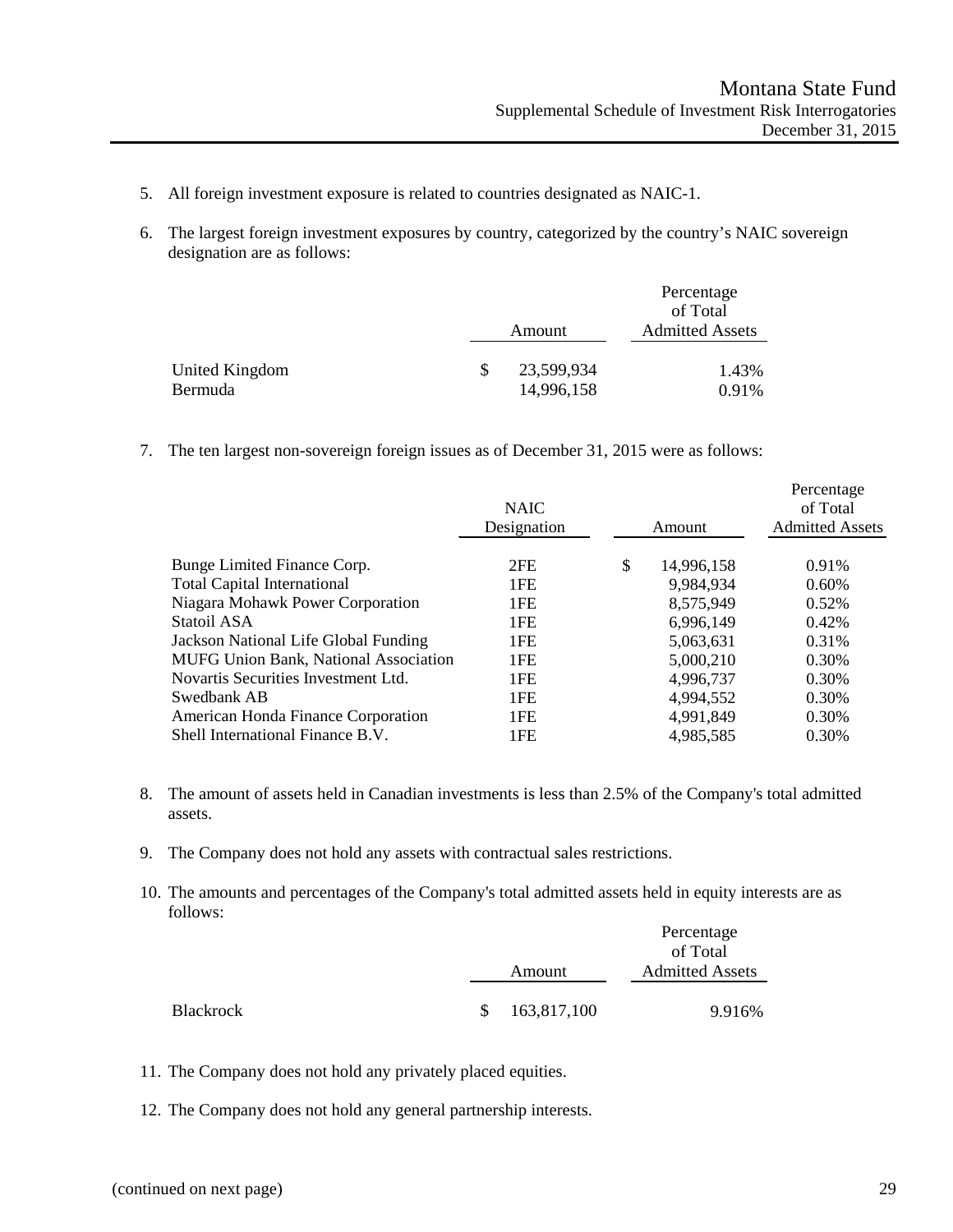5. All foreign investment exposure is related to countries designated as NAIC-1.

6. The largest foreign investment exposures by country, categorized by the country's NAIC sovereign designation are as follows:

| | Amount | Percentage of Total Admitted Assets |
|---|---|---|
| United Kingdom | $ 23,599,934 | 1.43% |
| Bermuda | 14,996,158 | 0.91% |

7. The ten largest non-sovereign foreign issues as of December 31, 2015 were as follows:

| | NAIC Designation | Amount | Percentage of Total Admitted Assets |
|---|---|---|---|
| Bunge Limited Finance Corp. | 2FE | $ 14,996,158 | 0.91% |
| Total Capital International | 1FE | 9,984,934 | 0.60% |
| Niagara Mohawk Power Corporation | 1FE | 8,575,949 | 0.52% |
| Statoil ASA | 1FE | 6,996,149 | 0.42% |
| Jackson National Life Global Funding | 1FE | 5,063,631 | 0.31% |
| MUFG Union Bank, National Association | 1FE | 5,000,210 | 0.30% |
| Novartis Securities Investment Ltd. | 1FE | 4,996,737 | 0.30% |
| Swedbank AB | 1FE | 4,994,552 | 0.30% |
| American Honda Finance Corporation | 1FE | 4,991,849 | 0.30% |
| Shell International Finance B.V. | 1FE | 4,985,585 | 0.30% |

8. The amount of assets held in Canadian investments is less than 2.5% of the Company's total admitted assets.

9. The Company does not hold any assets with contractual sales restrictions.

10. The amounts and percentages of the Company's total admitted assets held in equity interests are as follows:

| | Amount | Percentage of Total Admitted Assets |
|---|---|---|
| Blackrock | $ 163,817,100 | 9.916% |

11. The Company does not hold any privately placed equities.

12. The Company does not hold any general partnership interests.

(continued on next page)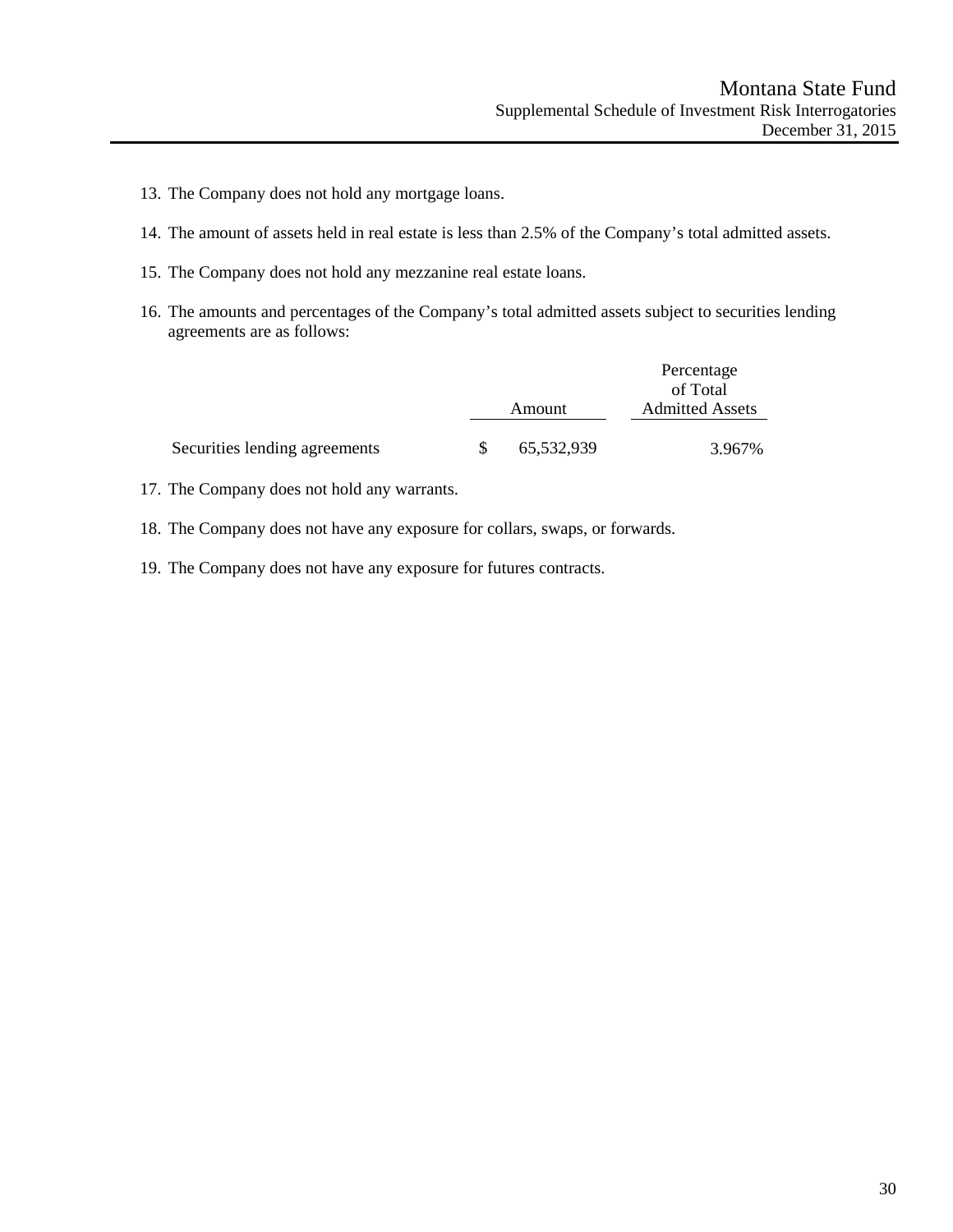13. The Company does not hold any mortgage loans.

14. The amount of assets held in real estate is less than 2.5% of the Company's total admitted assets.

15. The Company does not hold any mezzanine real estate loans.

16. The amounts and percentages of the Company's total admitted assets subject to securities lending agreements are as follows:

| | Amount | Percentage of Total Admitted Assets |
|---|---|---|
| Securities lending agreements | $ 65,532,939 | 3.967% |

17. The Company does not hold any warrants.

18. The Company does not have any exposure for collars, swaps, or forwards.

19. The Company does not have any exposure for futures contracts.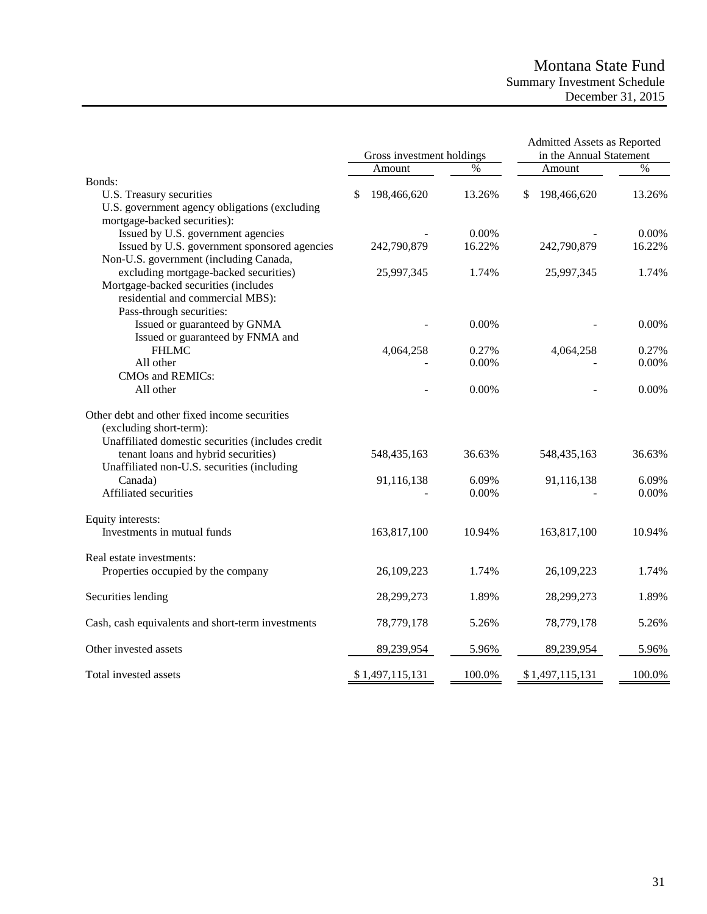# Montana State Fund

## Summary Investment Schedule

## December 31, 2015

| | Gross investment holdings | | Admitted Assets as Reported in the Annual Statement | |
|---|---|---|---|---|
| | Amount | % | Amount | % |
| Bonds: | | | | |
| U.S. Treasury securities | $ 198,466,620 | 13.26% | $ 198,466,620 | 13.26% |
| U.S. government agency obligations (excluding mortgage-backed securities): | | | | |
| Issued by U.S. government agencies | - | 0.00% | - | 0.00% |
| Issued by U.S. government sponsored agencies | 242,790,879 | 16.22% | 242,790,879 | 16.22% |
| Non-U.S. government (including Canada, excluding mortgage-backed securities) | 25,997,345 | 1.74% | 25,997,345 | 1.74% |
| Mortgage-backed securities (includes residential and commercial MBS): | | | | |
| Pass-through securities: | | | | |
| Issued or guaranteed by GNMA | - | 0.00% | - | 0.00% |
| Issued or guaranteed by FNMA and FHLMC | 4,064,258 | 0.27% | 4,064,258 | 0.27% |
| All other | - | 0.00% | - | 0.00% |
| CMOs and REMICs: | | | | |
| All other | - | 0.00% | - | 0.00% |
| Other debt and other fixed income securities (excluding short-term): | | | | |
| Unaffiliated domestic securities (includes credit tenant loans and hybrid securities) | 548,435,163 | 36.63% | 548,435,163 | 36.63% |
| Unaffiliated non-U.S. securities (including Canada) | 91,116,138 | 6.09% | 91,116,138 | 6.09% |
| Affiliated securities | - | 0.00% | - | 0.00% |
| Equity interests: | | | | |
| Investments in mutual funds | 163,817,100 | 10.94% | 163,817,100 | 10.94% |
| Real estate investments: | | | | |
| Properties occupied by the company | 26,109,223 | 1.74% | 26,109,223 | 1.74% |
| Securities lending | 28,299,273 | 1.89% | 28,299,273 | 1.89% |
| Cash, cash equivalents and short-term investments | 78,779,178 | 5.26% | 78,779,178 | 5.26% |
| Other invested assets | 89,239,954 | 5.96% | 89,239,954 | 5.96% |
| Total invested assets | $ 1,497,115,131 | 100.0% | $ 1,497,115,131 | 100.0% |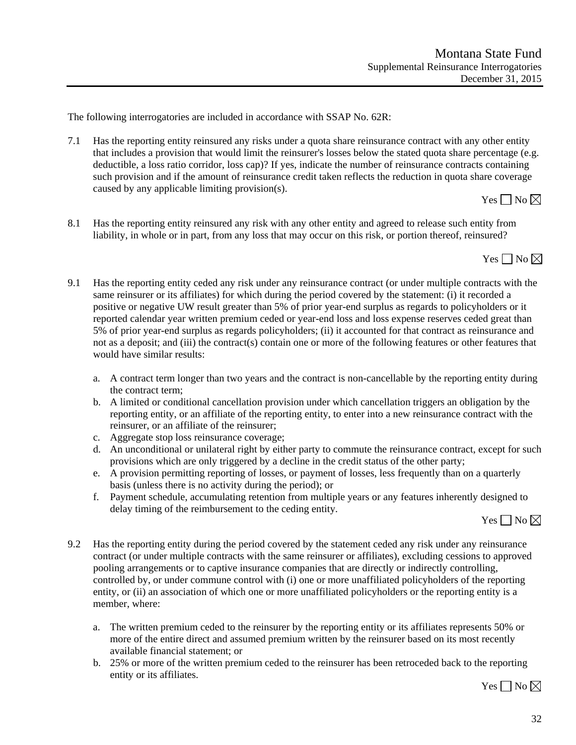# Montana State Fund
## Supplemental Reinsurance Interrogatories
## December 31, 2015

The following interrogatories are included in accordance with SSAP No. 62R:

7.1 Has the reporting entity reinsured any risks under a quota share reinsurance contract with any other entity that includes a provision that would limit the reinsurer's losses below the stated quota share percentage (e.g. deductible, a loss ratio corridor, loss cap)? If yes, indicate the number of reinsurance contracts containing such provision and if the amount of reinsurance credit taken reflects the reduction in quota share coverage caused by any applicable limiting provision(s).

Yes ☐ No ☒

8.1 Has the reporting entity reinsured any risk with any other entity and agreed to release such entity from liability, in whole or in part, from any loss that may occur on this risk, or portion thereof, reinsured?

Yes ☐ No ☒

9.1 Has the reporting entity ceded any risk under any reinsurance contract (or under multiple contracts with the same reinsurer or its affiliates) for which during the period covered by the statement: (i) it recorded a positive or negative UW result greater than 5% of prior year-end surplus as regards to policyholders or it reported calendar year written premium ceded or year-end loss and loss expense reserves ceded great than 5% of prior year-end surplus as regards policyholders; (ii) it accounted for that contract as reinsurance and not as a deposit; and (iii) the contract(s) contain one or more of the following features or other features that would have similar results:

a. A contract term longer than two years and the contract is non-cancellable by the reporting entity during the contract term;
b. A limited or conditional cancellation provision under which cancellation triggers an obligation by the reporting entity, or an affiliate of the reporting entity, to enter into a new reinsurance contract with the reinsurer, or an affiliate of the reinsurer;
c. Aggregate stop loss reinsurance coverage;
d. An unconditional or unilateral right by either party to commute the reinsurance contract, except for such provisions which are only triggered by a decline in the credit status of the other party;
e. A provision permitting reporting of losses, or payment of losses, less frequently than on a quarterly basis (unless there is no activity during the period); or
f. Payment schedule, accumulating retention from multiple years or any features inherently designed to delay timing of the reimbursement to the ceding entity.

Yes ☐ No ☒

9.2 Has the reporting entity during the period covered by the statement ceded any risk under any reinsurance contract (or under multiple contracts with the same reinsurer or affiliates), excluding cessions to approved pooling arrangements or to captive insurance companies that are directly or indirectly controlling, controlled by, or under commune control with (i) one or more unaffiliated policyholders of the reporting entity, or (ii) an association of which one or more unaffiliated policyholders or the reporting entity is a member, where:

a. The written premium ceded to the reinsurer by the reporting entity or its affiliates represents 50% or more of the entire direct and assumed premium written by the reinsurer based on its most recently available financial statement; or
b. 25% or more of the written premium ceded to the reinsurer has been retroceded back to the reporting entity or its affiliates.

Yes ☐ No ☒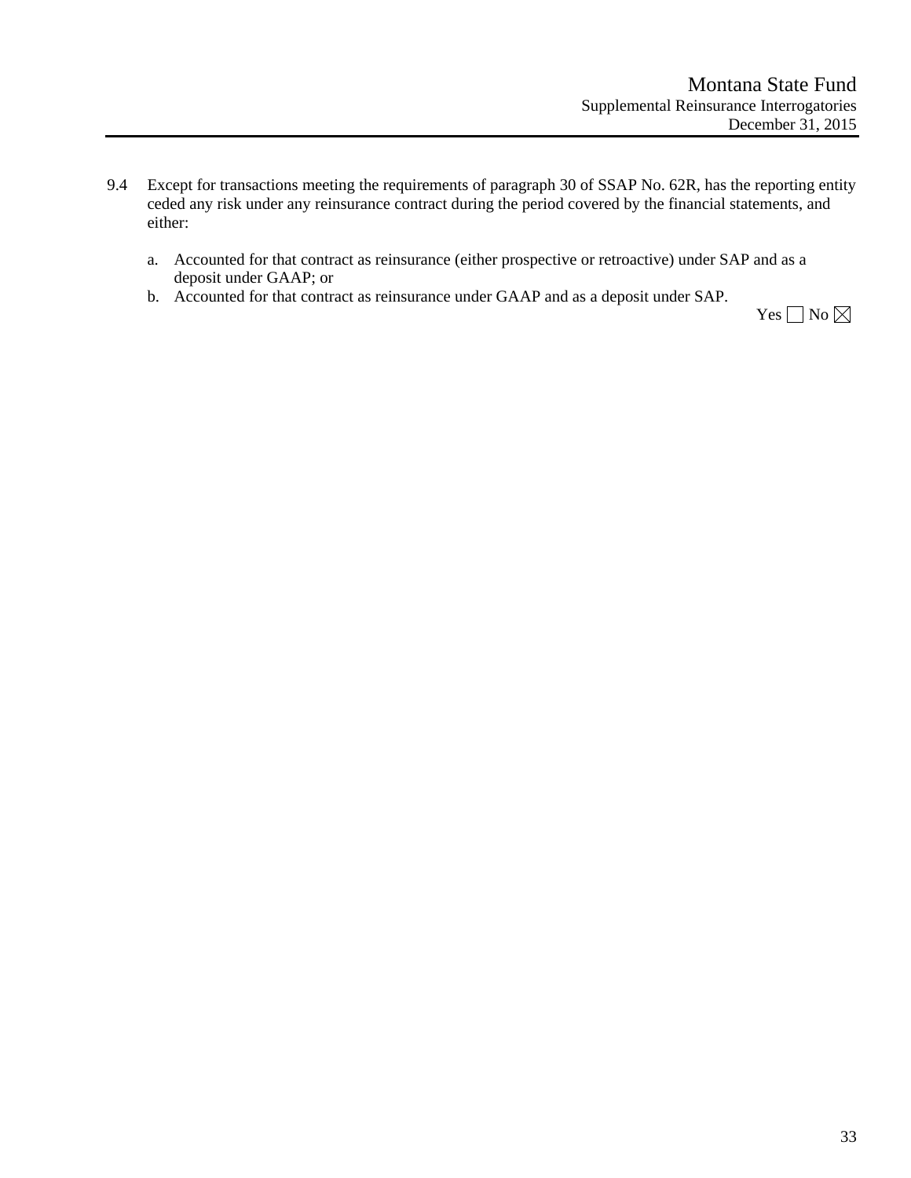9.4 Except for transactions meeting the requirements of paragraph 30 of SSAP No. 62R, has the reporting entity ceded any risk under any reinsurance contract during the period covered by the financial statements, and either:

a. Accounted for that contract as reinsurance (either prospective or retroactive) under SAP and as a deposit under GAAP; or
b. Accounted for that contract as reinsurance under GAAP and as a deposit under SAP.

Yes ☐ No ☒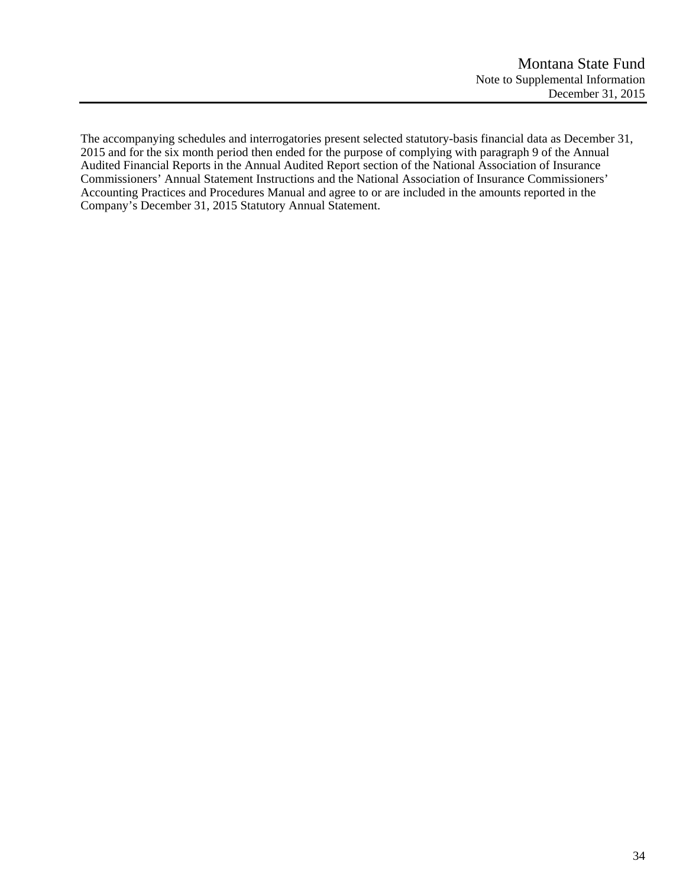# Montana State Fund

## Note to Supplemental Information

### December 31, 2015

The accompanying schedules and interrogatories present selected statutory-basis financial data as December 31, 2015 and for the six month period then ended for the purpose of complying with paragraph 9 of the Annual Audited Financial Reports in the Annual Audited Report section of the National Association of Insurance Commissioners' Annual Statement Instructions and the National Association of Insurance Commissioners' Accounting Practices and Procedures Manual and agree to or are included in the amounts reported in the Company's December 31, 2015 Statutory Annual Statement.